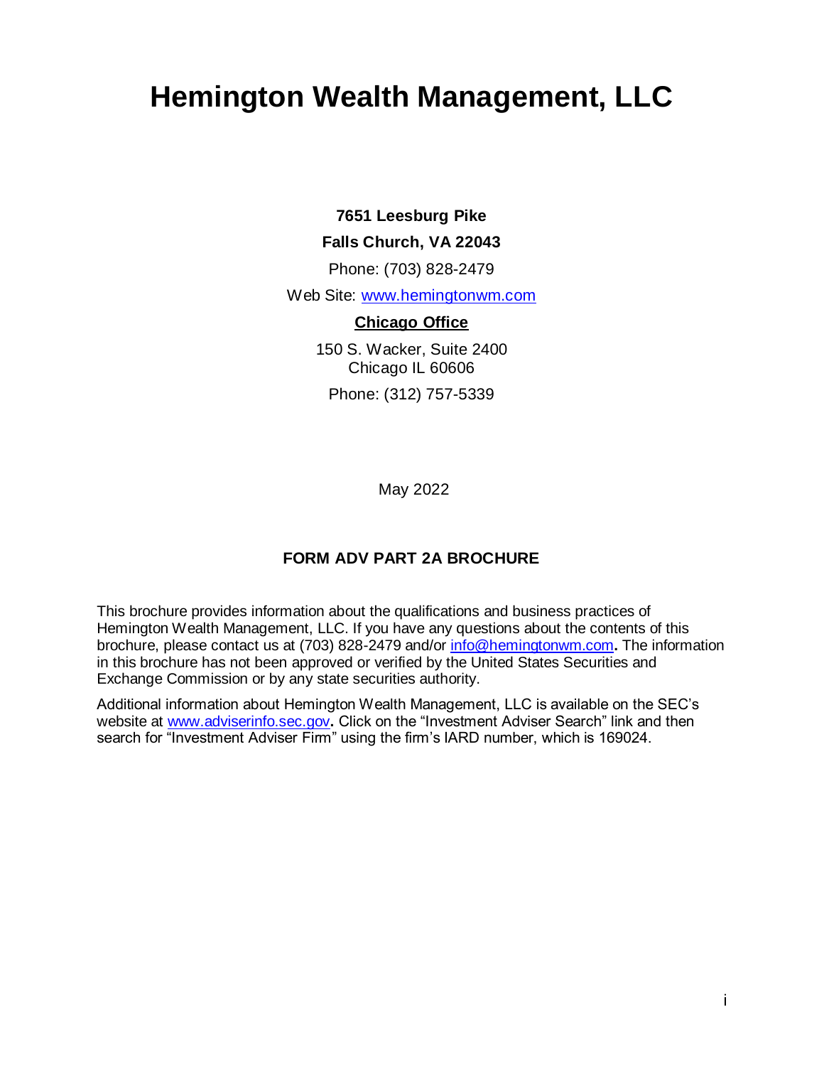# Hemington Wealth Management, LLC

**7651 Leesburg Pike**

**Falls Church, VA 22043**

Phone: (703) 828-2479

Web Site: [www.hemingtonwm.com](http://www.hemingtonwm.com)

**Chicago Office**

150 S. Wacker, Suite 2400
Chicago IL 60606

Phone: (312) 757-5339

May 2022

**FORM ADV PART 2A BROCHURE**

This brochure provides information about the qualifications and business practices of Hemington Wealth Management, LLC. If you have any questions about the contents of this brochure, please contact us at (703) 828-2479 and/or [info@hemingtonwm.com](mailto:info@hemingtonwm.com)**.** The information in this brochure has not been approved or verified by the United States Securities and Exchange Commission or by any state securities authority.

Additional information about Hemington Wealth Management, LLC is available on the SEC's website at [www.adviserinfo.sec.gov](http://www.adviserinfo.sec.gov)**.** Click on the "Investment Adviser Search" link and then search for "Investment Adviser Firm" using the firm's IARD number, which is 169024.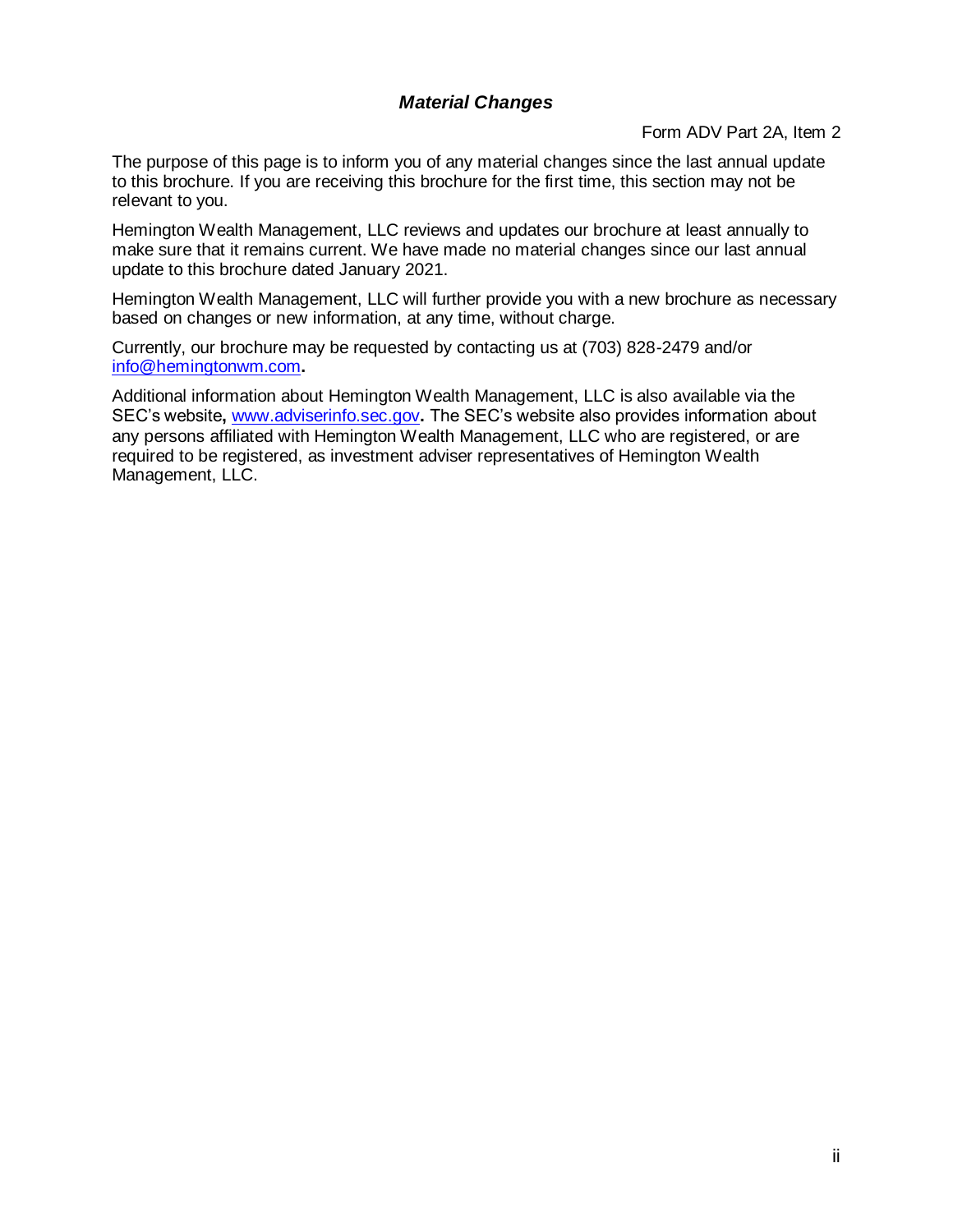## *Material Changes*

Form ADV Part 2A, Item 2

The purpose of this page is to inform you of any material changes since the last annual update to this brochure. If you are receiving this brochure for the first time, this section may not be relevant to you.

Hemington Wealth Management, LLC reviews and updates our brochure at least annually to make sure that it remains current. We have made no material changes since our last annual update to this brochure dated January 2021.

Hemington Wealth Management, LLC will further provide you with a new brochure as necessary based on changes or new information, at any time, without charge.

Currently, our brochure may be requested by contacting us at (703) 828-2479 and/or info@hemingtonwm.com**.**

Additional information about Hemington Wealth Management, LLC is also available via the SEC's website**,** www.adviserinfo.sec.gov**.** The SEC's website also provides information about any persons affiliated with Hemington Wealth Management, LLC who are registered, or are required to be registered, as investment adviser representatives of Hemington Wealth Management, LLC.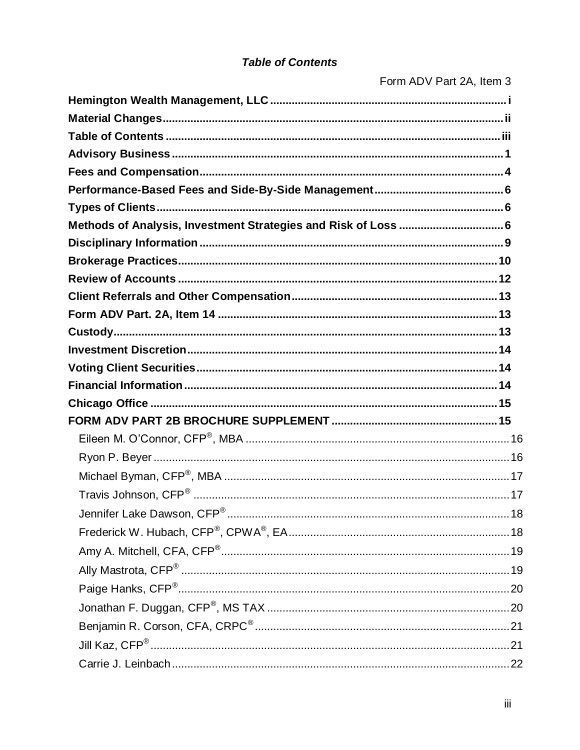***Table of Contents***

Form ADV Part 2A, Item 3

**Hemington Wealth Management, LLC** ........ i
**Material Changes** ........ ii
**Table of Contents** ........ iii
**Advisory Business** ........ 1
**Fees and Compensation** ........ 4
**Performance-Based Fees and Side-By-Side Management** ........ 6
**Types of Clients** ........ 6
**Methods of Analysis, Investment Strategies and Risk of Loss** ........ 6
**Disciplinary Information** ........ 9
**Brokerage Practices** ........ 10
**Review of Accounts** ........ 12
**Client Referrals and Other Compensation** ........ 13
**Form ADV Part. 2A, Item 14** ........ 13
**Custody** ........ 13
**Investment Discretion** ........ 14
**Voting Client Securities** ........ 14
**Financial Information** ........ 14
**Chicago Office** ........ 15
**FORM ADV PART 2B BROCHURE SUPPLEMENT** ........ 15

- Eileen M. O'Connor, CFP®, MBA ........ 16
- Ryon P. Beyer ........ 16
- Michael Byman, CFP®, MBA ........ 17
- Travis Johnson, CFP® ........ 17
- Jennifer Lake Dawson, CFP® ........ 18
- Frederick W. Hubach, CFP®, CPWA®, EA ........ 18
- Amy A. Mitchell, CFA, CFP® ........ 19
- Ally Mastrota, CFP® ........ 19
- Paige Hanks, CFP® ........ 20
- Jonathan F. Duggan, CFP®, MS TAX ........ 20
- Benjamin R. Corson, CFA, CRPC® ........ 21
- Jill Kaz, CFP® ........ 21
- Carrie J. Leinbach ........ 22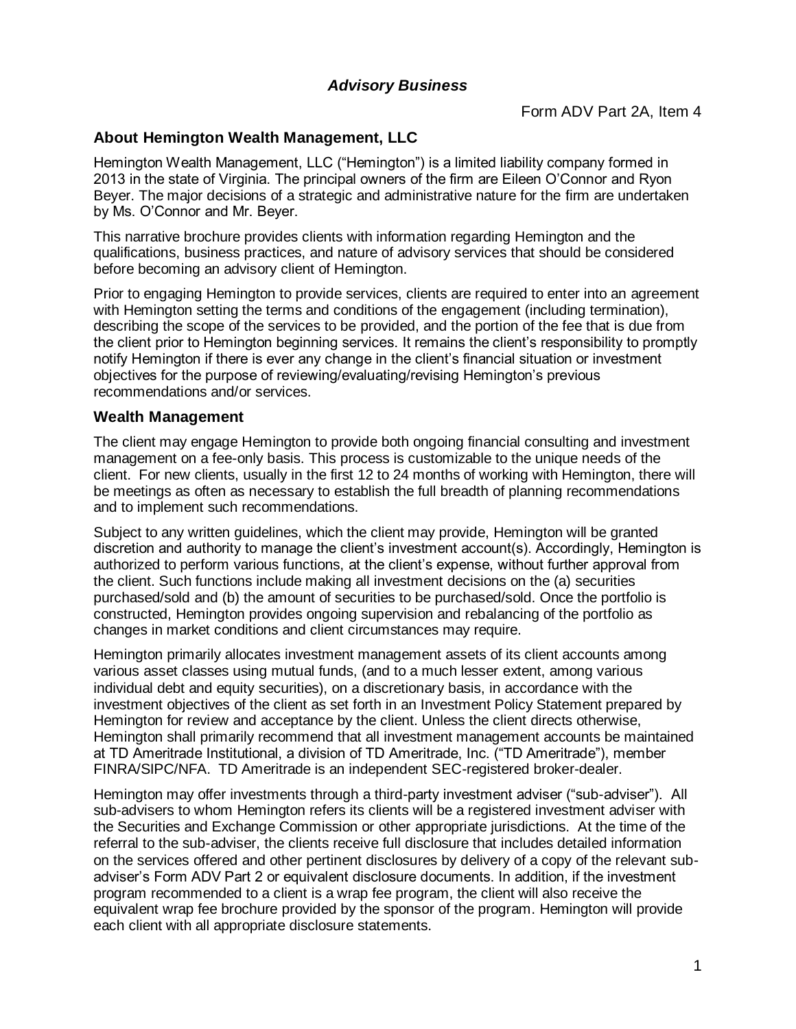# *Advisory Business*

Form ADV Part 2A, Item 4

## About Hemington Wealth Management, LLC

Hemington Wealth Management, LLC ("Hemington") is a limited liability company formed in 2013 in the state of Virginia. The principal owners of the firm are Eileen O'Connor and Ryon Beyer. The major decisions of a strategic and administrative nature for the firm are undertaken by Ms. O'Connor and Mr. Beyer.

This narrative brochure provides clients with information regarding Hemington and the qualifications, business practices, and nature of advisory services that should be considered before becoming an advisory client of Hemington.

Prior to engaging Hemington to provide services, clients are required to enter into an agreement with Hemington setting the terms and conditions of the engagement (including termination), describing the scope of the services to be provided, and the portion of the fee that is due from the client prior to Hemington beginning services. It remains the client's responsibility to promptly notify Hemington if there is ever any change in the client's financial situation or investment objectives for the purpose of reviewing/evaluating/revising Hemington's previous recommendations and/or services.

## Wealth Management

The client may engage Hemington to provide both ongoing financial consulting and investment management on a fee-only basis. This process is customizable to the unique needs of the client. For new clients, usually in the first 12 to 24 months of working with Hemington, there will be meetings as often as necessary to establish the full breadth of planning recommendations and to implement such recommendations.

Subject to any written guidelines, which the client may provide, Hemington will be granted discretion and authority to manage the client's investment account(s). Accordingly, Hemington is authorized to perform various functions, at the client's expense, without further approval from the client. Such functions include making all investment decisions on the (a) securities purchased/sold and (b) the amount of securities to be purchased/sold. Once the portfolio is constructed, Hemington provides ongoing supervision and rebalancing of the portfolio as changes in market conditions and client circumstances may require.

Hemington primarily allocates investment management assets of its client accounts among various asset classes using mutual funds, (and to a much lesser extent, among various individual debt and equity securities), on a discretionary basis, in accordance with the investment objectives of the client as set forth in an Investment Policy Statement prepared by Hemington for review and acceptance by the client. Unless the client directs otherwise, Hemington shall primarily recommend that all investment management accounts be maintained at TD Ameritrade Institutional, a division of TD Ameritrade, Inc. ("TD Ameritrade"), member FINRA/SIPC/NFA. TD Ameritrade is an independent SEC-registered broker-dealer.

Hemington may offer investments through a third-party investment adviser ("sub-adviser"). All sub-advisers to whom Hemington refers its clients will be a registered investment adviser with the Securities and Exchange Commission or other appropriate jurisdictions. At the time of the referral to the sub-adviser, the clients receive full disclosure that includes detailed information on the services offered and other pertinent disclosures by delivery of a copy of the relevant sub-adviser's Form ADV Part 2 or equivalent disclosure documents. In addition, if the investment program recommended to a client is a wrap fee program, the client will also receive the equivalent wrap fee brochure provided by the sponsor of the program. Hemington will provide each client with all appropriate disclosure statements.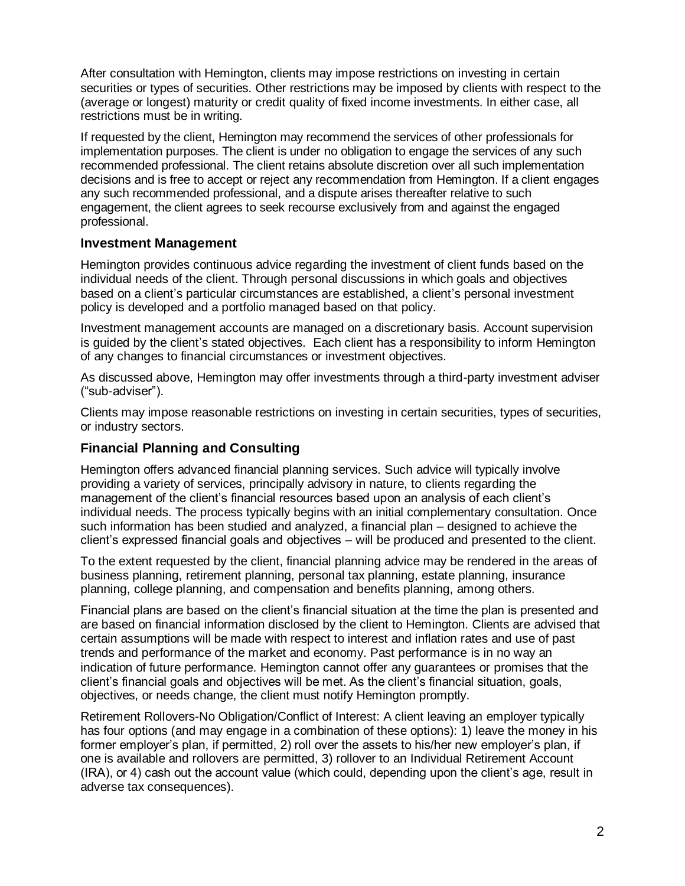After consultation with Hemington, clients may impose restrictions on investing in certain securities or types of securities. Other restrictions may be imposed by clients with respect to the (average or longest) maturity or credit quality of fixed income investments. In either case, all restrictions must be in writing.

If requested by the client, Hemington may recommend the services of other professionals for implementation purposes. The client is under no obligation to engage the services of any such recommended professional. The client retains absolute discretion over all such implementation decisions and is free to accept or reject any recommendation from Hemington. If a client engages any such recommended professional, and a dispute arises thereafter relative to such engagement, the client agrees to seek recourse exclusively from and against the engaged professional.

### Investment Management

Hemington provides continuous advice regarding the investment of client funds based on the individual needs of the client. Through personal discussions in which goals and objectives based on a client's particular circumstances are established, a client's personal investment policy is developed and a portfolio managed based on that policy.

Investment management accounts are managed on a discretionary basis. Account supervision is guided by the client's stated objectives. Each client has a responsibility to inform Hemington of any changes to financial circumstances or investment objectives.

As discussed above, Hemington may offer investments through a third-party investment adviser ("sub-adviser").

Clients may impose reasonable restrictions on investing in certain securities, types of securities, or industry sectors.

### Financial Planning and Consulting

Hemington offers advanced financial planning services. Such advice will typically involve providing a variety of services, principally advisory in nature, to clients regarding the management of the client's financial resources based upon an analysis of each client's individual needs. The process typically begins with an initial complementary consultation. Once such information has been studied and analyzed, a financial plan – designed to achieve the client's expressed financial goals and objectives – will be produced and presented to the client.

To the extent requested by the client, financial planning advice may be rendered in the areas of business planning, retirement planning, personal tax planning, estate planning, insurance planning, college planning, and compensation and benefits planning, among others.

Financial plans are based on the client's financial situation at the time the plan is presented and are based on financial information disclosed by the client to Hemington. Clients are advised that certain assumptions will be made with respect to interest and inflation rates and use of past trends and performance of the market and economy. Past performance is in no way an indication of future performance. Hemington cannot offer any guarantees or promises that the client's financial goals and objectives will be met. As the client's financial situation, goals, objectives, or needs change, the client must notify Hemington promptly.

Retirement Rollovers-No Obligation/Conflict of Interest: A client leaving an employer typically has four options (and may engage in a combination of these options): 1) leave the money in his former employer's plan, if permitted, 2) roll over the assets to his/her new employer's plan, if one is available and rollovers are permitted, 3) rollover to an Individual Retirement Account (IRA), or 4) cash out the account value (which could, depending upon the client's age, result in adverse tax consequences).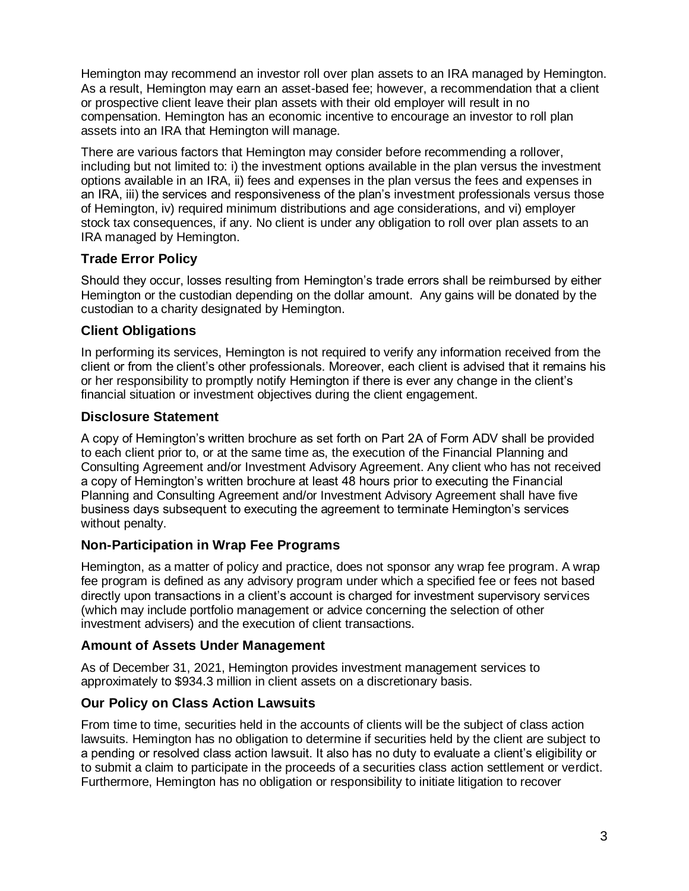Hemington may recommend an investor roll over plan assets to an IRA managed by Hemington. As a result, Hemington may earn an asset-based fee; however, a recommendation that a client or prospective client leave their plan assets with their old employer will result in no compensation. Hemington has an economic incentive to encourage an investor to roll plan assets into an IRA that Hemington will manage.

There are various factors that Hemington may consider before recommending a rollover, including but not limited to: i) the investment options available in the plan versus the investment options available in an IRA, ii) fees and expenses in the plan versus the fees and expenses in an IRA, iii) the services and responsiveness of the plan's investment professionals versus those of Hemington, iv) required minimum distributions and age considerations, and vi) employer stock tax consequences, if any. No client is under any obligation to roll over plan assets to an IRA managed by Hemington.

### Trade Error Policy

Should they occur, losses resulting from Hemington's trade errors shall be reimbursed by either Hemington or the custodian depending on the dollar amount. Any gains will be donated by the custodian to a charity designated by Hemington.

### Client Obligations

In performing its services, Hemington is not required to verify any information received from the client or from the client's other professionals. Moreover, each client is advised that it remains his or her responsibility to promptly notify Hemington if there is ever any change in the client's financial situation or investment objectives during the client engagement.

### Disclosure Statement

A copy of Hemington's written brochure as set forth on Part 2A of Form ADV shall be provided to each client prior to, or at the same time as, the execution of the Financial Planning and Consulting Agreement and/or Investment Advisory Agreement. Any client who has not received a copy of Hemington's written brochure at least 48 hours prior to executing the Financial Planning and Consulting Agreement and/or Investment Advisory Agreement shall have five business days subsequent to executing the agreement to terminate Hemington's services without penalty.

### Non-Participation in Wrap Fee Programs

Hemington, as a matter of policy and practice, does not sponsor any wrap fee program. A wrap fee program is defined as any advisory program under which a specified fee or fees not based directly upon transactions in a client's account is charged for investment supervisory services (which may include portfolio management or advice concerning the selection of other investment advisers) and the execution of client transactions.

### Amount of Assets Under Management

As of December 31, 2021, Hemington provides investment management services to approximately to $934.3 million in client assets on a discretionary basis.

### Our Policy on Class Action Lawsuits

From time to time, securities held in the accounts of clients will be the subject of class action lawsuits. Hemington has no obligation to determine if securities held by the client are subject to a pending or resolved class action lawsuit. It also has no duty to evaluate a client's eligibility or to submit a claim to participate in the proceeds of a securities class action settlement or verdict. Furthermore, Hemington has no obligation or responsibility to initiate litigation to recover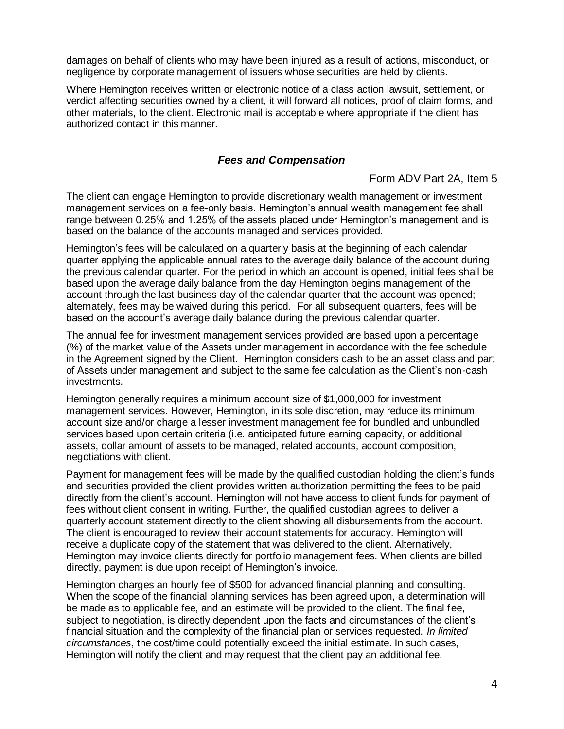damages on behalf of clients who may have been injured as a result of actions, misconduct, or negligence by corporate management of issuers whose securities are held by clients.

Where Hemington receives written or electronic notice of a class action lawsuit, settlement, or verdict affecting securities owned by a client, it will forward all notices, proof of claim forms, and other materials, to the client. Electronic mail is acceptable where appropriate if the client has authorized contact in this manner.

## *Fees and Compensation*

Form ADV Part 2A, Item 5

The client can engage Hemington to provide discretionary wealth management or investment management services on a fee-only basis. Hemington's annual wealth management fee shall range between 0.25% and 1.25% of the assets placed under Hemington's management and is based on the balance of the accounts managed and services provided.

Hemington's fees will be calculated on a quarterly basis at the beginning of each calendar quarter applying the applicable annual rates to the average daily balance of the account during the previous calendar quarter. For the period in which an account is opened, initial fees shall be based upon the average daily balance from the day Hemington begins management of the account through the last business day of the calendar quarter that the account was opened; alternately, fees may be waived during this period. For all subsequent quarters, fees will be based on the account's average daily balance during the previous calendar quarter.

The annual fee for investment management services provided are based upon a percentage (%) of the market value of the Assets under management in accordance with the fee schedule in the Agreement signed by the Client. Hemington considers cash to be an asset class and part of Assets under management and subject to the same fee calculation as the Client's non-cash investments.

Hemington generally requires a minimum account size of $1,000,000 for investment management services. However, Hemington, in its sole discretion, may reduce its minimum account size and/or charge a lesser investment management fee for bundled and unbundled services based upon certain criteria (i.e. anticipated future earning capacity, or additional assets, dollar amount of assets to be managed, related accounts, account composition, negotiations with client.

Payment for management fees will be made by the qualified custodian holding the client's funds and securities provided the client provides written authorization permitting the fees to be paid directly from the client's account. Hemington will not have access to client funds for payment of fees without client consent in writing. Further, the qualified custodian agrees to deliver a quarterly account statement directly to the client showing all disbursements from the account. The client is encouraged to review their account statements for accuracy. Hemington will receive a duplicate copy of the statement that was delivered to the client. Alternatively, Hemington may invoice clients directly for portfolio management fees. When clients are billed directly, payment is due upon receipt of Hemington's invoice.

Hemington charges an hourly fee of $500 for advanced financial planning and consulting. When the scope of the financial planning services has been agreed upon, a determination will be made as to applicable fee, and an estimate will be provided to the client. The final fee, subject to negotiation, is directly dependent upon the facts and circumstances of the client's financial situation and the complexity of the financial plan or services requested. *In limited circumstances*, the cost/time could potentially exceed the initial estimate. In such cases, Hemington will notify the client and may request that the client pay an additional fee.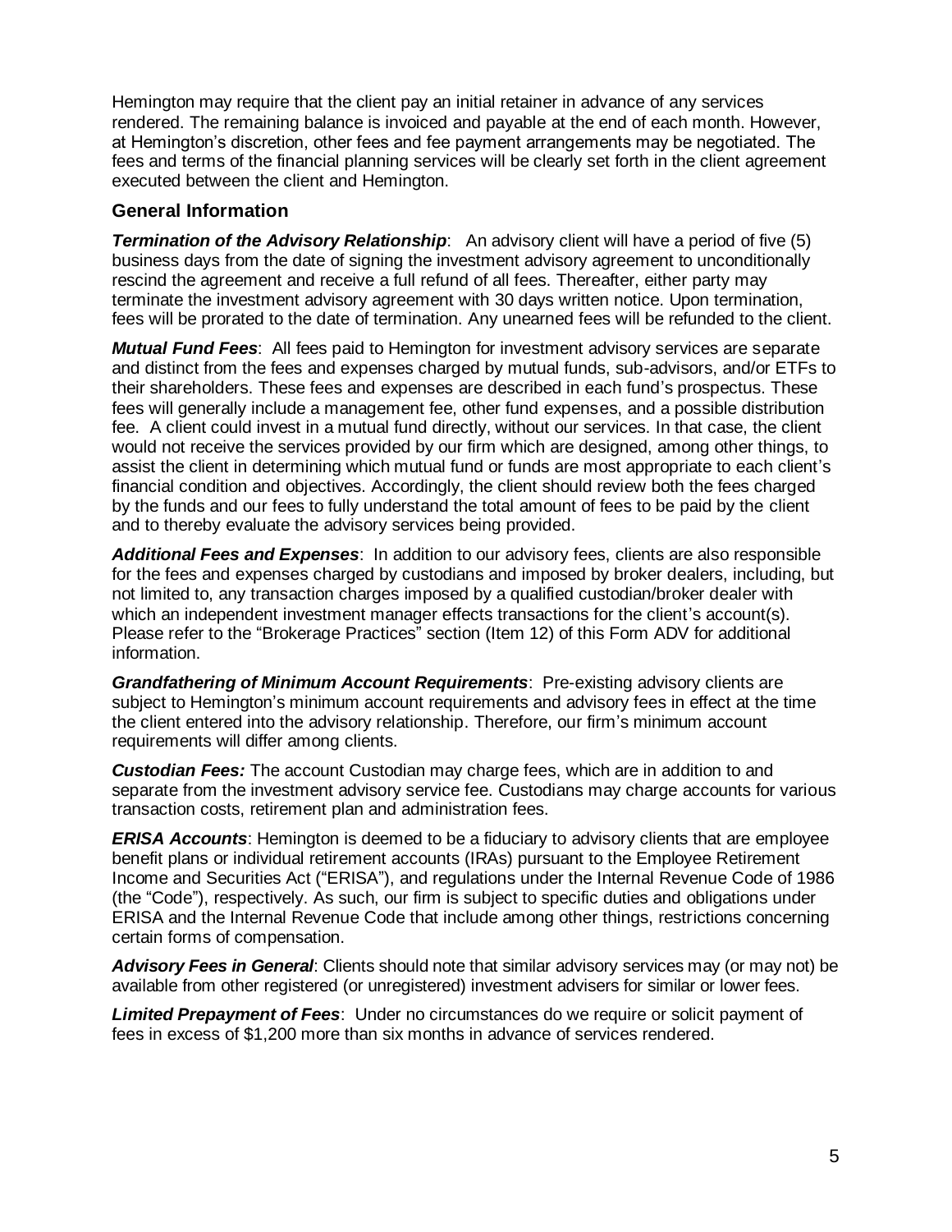Hemington may require that the client pay an initial retainer in advance of any services rendered. The remaining balance is invoiced and payable at the end of each month. However, at Hemington's discretion, other fees and fee payment arrangements may be negotiated. The fees and terms of the financial planning services will be clearly set forth in the client agreement executed between the client and Hemington.

### General Information

***Termination of the Advisory Relationship***: An advisory client will have a period of five (5) business days from the date of signing the investment advisory agreement to unconditionally rescind the agreement and receive a full refund of all fees. Thereafter, either party may terminate the investment advisory agreement with 30 days written notice. Upon termination, fees will be prorated to the date of termination. Any unearned fees will be refunded to the client.

***Mutual Fund Fees***: All fees paid to Hemington for investment advisory services are separate and distinct from the fees and expenses charged by mutual funds, sub-advisors, and/or ETFs to their shareholders. These fees and expenses are described in each fund's prospectus. These fees will generally include a management fee, other fund expenses, and a possible distribution fee. A client could invest in a mutual fund directly, without our services. In that case, the client would not receive the services provided by our firm which are designed, among other things, to assist the client in determining which mutual fund or funds are most appropriate to each client's financial condition and objectives. Accordingly, the client should review both the fees charged by the funds and our fees to fully understand the total amount of fees to be paid by the client and to thereby evaluate the advisory services being provided.

***Additional Fees and Expenses***: In addition to our advisory fees, clients are also responsible for the fees and expenses charged by custodians and imposed by broker dealers, including, but not limited to, any transaction charges imposed by a qualified custodian/broker dealer with which an independent investment manager effects transactions for the client's account(s). Please refer to the "Brokerage Practices" section (Item 12) of this Form ADV for additional information.

***Grandfathering of Minimum Account Requirements***: Pre-existing advisory clients are subject to Hemington's minimum account requirements and advisory fees in effect at the time the client entered into the advisory relationship. Therefore, our firm's minimum account requirements will differ among clients.

***Custodian Fees:*** The account Custodian may charge fees, which are in addition to and separate from the investment advisory service fee. Custodians may charge accounts for various transaction costs, retirement plan and administration fees.

***ERISA Accounts***: Hemington is deemed to be a fiduciary to advisory clients that are employee benefit plans or individual retirement accounts (IRAs) pursuant to the Employee Retirement Income and Securities Act ("ERISA"), and regulations under the Internal Revenue Code of 1986 (the "Code"), respectively. As such, our firm is subject to specific duties and obligations under ERISA and the Internal Revenue Code that include among other things, restrictions concerning certain forms of compensation.

***Advisory Fees in General***: Clients should note that similar advisory services may (or may not) be available from other registered (or unregistered) investment advisers for similar or lower fees.

***Limited Prepayment of Fees***: Under no circumstances do we require or solicit payment of fees in excess of $1,200 more than six months in advance of services rendered.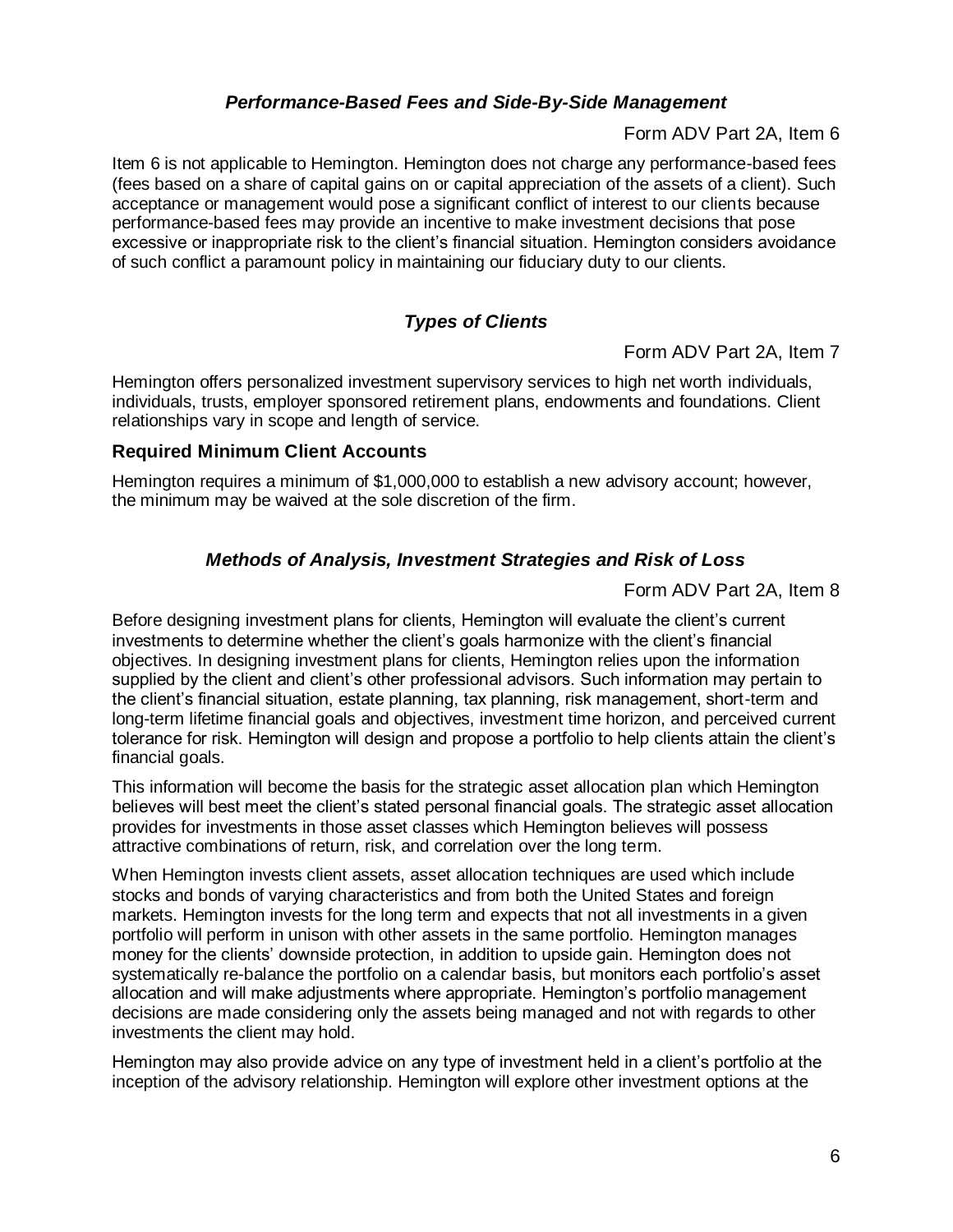### *Performance-Based Fees and Side-By-Side Management*

Form ADV Part 2A, Item 6

Item 6 is not applicable to Hemington. Hemington does not charge any performance-based fees (fees based on a share of capital gains on or capital appreciation of the assets of a client). Such acceptance or management would pose a significant conflict of interest to our clients because performance-based fees may provide an incentive to make investment decisions that pose excessive or inappropriate risk to the client's financial situation. Hemington considers avoidance of such conflict a paramount policy in maintaining our fiduciary duty to our clients.

### *Types of Clients*

Form ADV Part 2A, Item 7

Hemington offers personalized investment supervisory services to high net worth individuals, individuals, trusts, employer sponsored retirement plans, endowments and foundations. Client relationships vary in scope and length of service.

#### **Required Minimum Client Accounts**

Hemington requires a minimum of $1,000,000 to establish a new advisory account; however, the minimum may be waived at the sole discretion of the firm.

### *Methods of Analysis, Investment Strategies and Risk of Loss*

Form ADV Part 2A, Item 8

Before designing investment plans for clients, Hemington will evaluate the client's current investments to determine whether the client's goals harmonize with the client's financial objectives. In designing investment plans for clients, Hemington relies upon the information supplied by the client and client's other professional advisors. Such information may pertain to the client's financial situation, estate planning, tax planning, risk management, short-term and long-term lifetime financial goals and objectives, investment time horizon, and perceived current tolerance for risk. Hemington will design and propose a portfolio to help clients attain the client's financial goals.

This information will become the basis for the strategic asset allocation plan which Hemington believes will best meet the client's stated personal financial goals. The strategic asset allocation provides for investments in those asset classes which Hemington believes will possess attractive combinations of return, risk, and correlation over the long term.

When Hemington invests client assets, asset allocation techniques are used which include stocks and bonds of varying characteristics and from both the United States and foreign markets. Hemington invests for the long term and expects that not all investments in a given portfolio will perform in unison with other assets in the same portfolio. Hemington manages money for the clients' downside protection, in addition to upside gain. Hemington does not systematically re-balance the portfolio on a calendar basis, but monitors each portfolio's asset allocation and will make adjustments where appropriate. Hemington's portfolio management decisions are made considering only the assets being managed and not with regards to other investments the client may hold.

Hemington may also provide advice on any type of investment held in a client's portfolio at the inception of the advisory relationship. Hemington will explore other investment options at the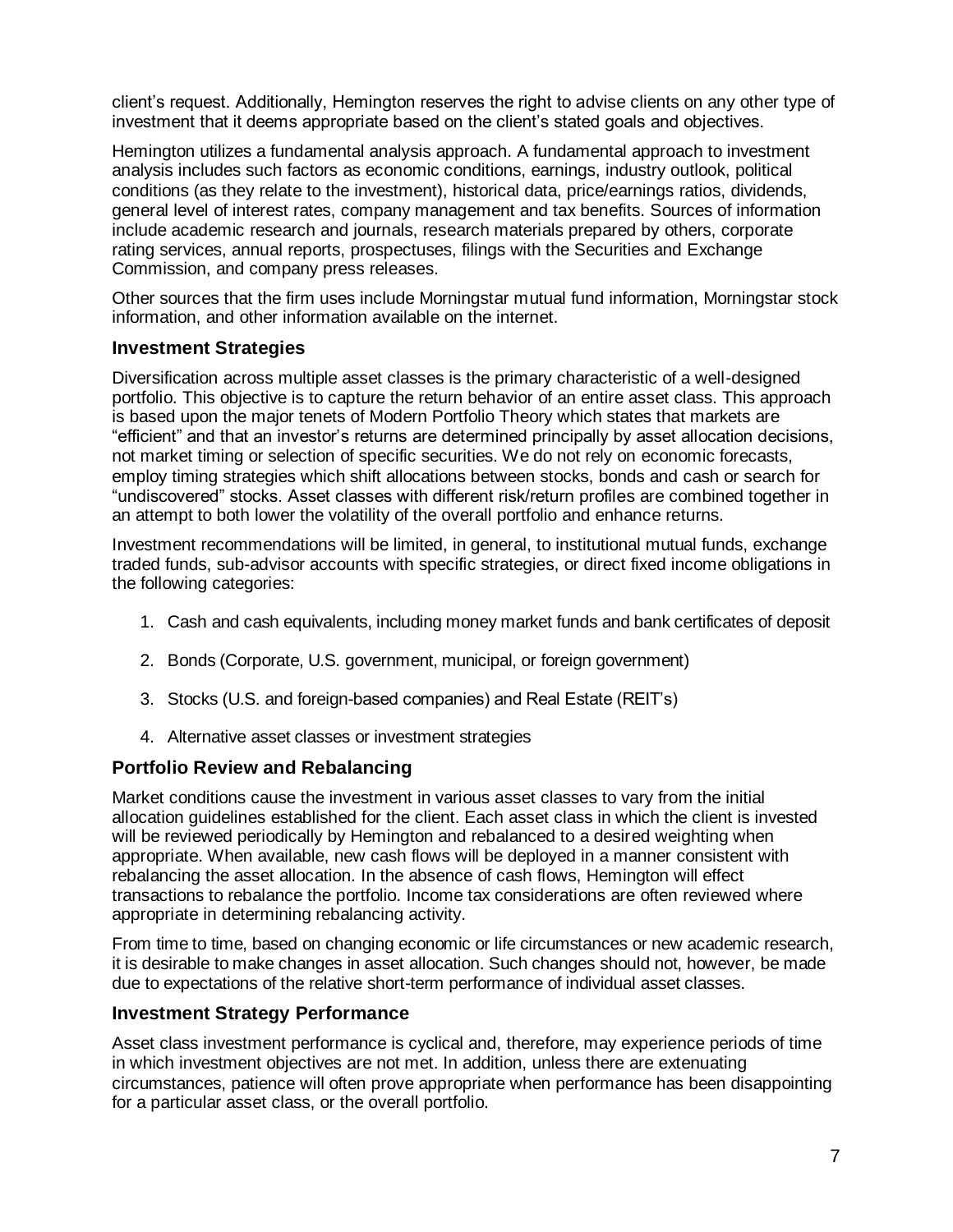client's request. Additionally, Hemington reserves the right to advise clients on any other type of investment that it deems appropriate based on the client's stated goals and objectives.

Hemington utilizes a fundamental analysis approach. A fundamental approach to investment analysis includes such factors as economic conditions, earnings, industry outlook, political conditions (as they relate to the investment), historical data, price/earnings ratios, dividends, general level of interest rates, company management and tax benefits. Sources of information include academic research and journals, research materials prepared by others, corporate rating services, annual reports, prospectuses, filings with the Securities and Exchange Commission, and company press releases.

Other sources that the firm uses include Morningstar mutual fund information, Morningstar stock information, and other information available on the internet.

### Investment Strategies

Diversification across multiple asset classes is the primary characteristic of a well-designed portfolio. This objective is to capture the return behavior of an entire asset class. This approach is based upon the major tenets of Modern Portfolio Theory which states that markets are "efficient" and that an investor's returns are determined principally by asset allocation decisions, not market timing or selection of specific securities. We do not rely on economic forecasts, employ timing strategies which shift allocations between stocks, bonds and cash or search for "undiscovered" stocks. Asset classes with different risk/return profiles are combined together in an attempt to both lower the volatility of the overall portfolio and enhance returns.

Investment recommendations will be limited, in general, to institutional mutual funds, exchange traded funds, sub-advisor accounts with specific strategies, or direct fixed income obligations in the following categories:

1. Cash and cash equivalents, including money market funds and bank certificates of deposit
2. Bonds (Corporate, U.S. government, municipal, or foreign government)
3. Stocks (U.S. and foreign-based companies) and Real Estate (REIT's)
4. Alternative asset classes or investment strategies

### Portfolio Review and Rebalancing

Market conditions cause the investment in various asset classes to vary from the initial allocation guidelines established for the client. Each asset class in which the client is invested will be reviewed periodically by Hemington and rebalanced to a desired weighting when appropriate. When available, new cash flows will be deployed in a manner consistent with rebalancing the asset allocation. In the absence of cash flows, Hemington will effect transactions to rebalance the portfolio. Income tax considerations are often reviewed where appropriate in determining rebalancing activity.

From time to time, based on changing economic or life circumstances or new academic research, it is desirable to make changes in asset allocation. Such changes should not, however, be made due to expectations of the relative short-term performance of individual asset classes.

### Investment Strategy Performance

Asset class investment performance is cyclical and, therefore, may experience periods of time in which investment objectives are not met. In addition, unless there are extenuating circumstances, patience will often prove appropriate when performance has been disappointing for a particular asset class, or the overall portfolio.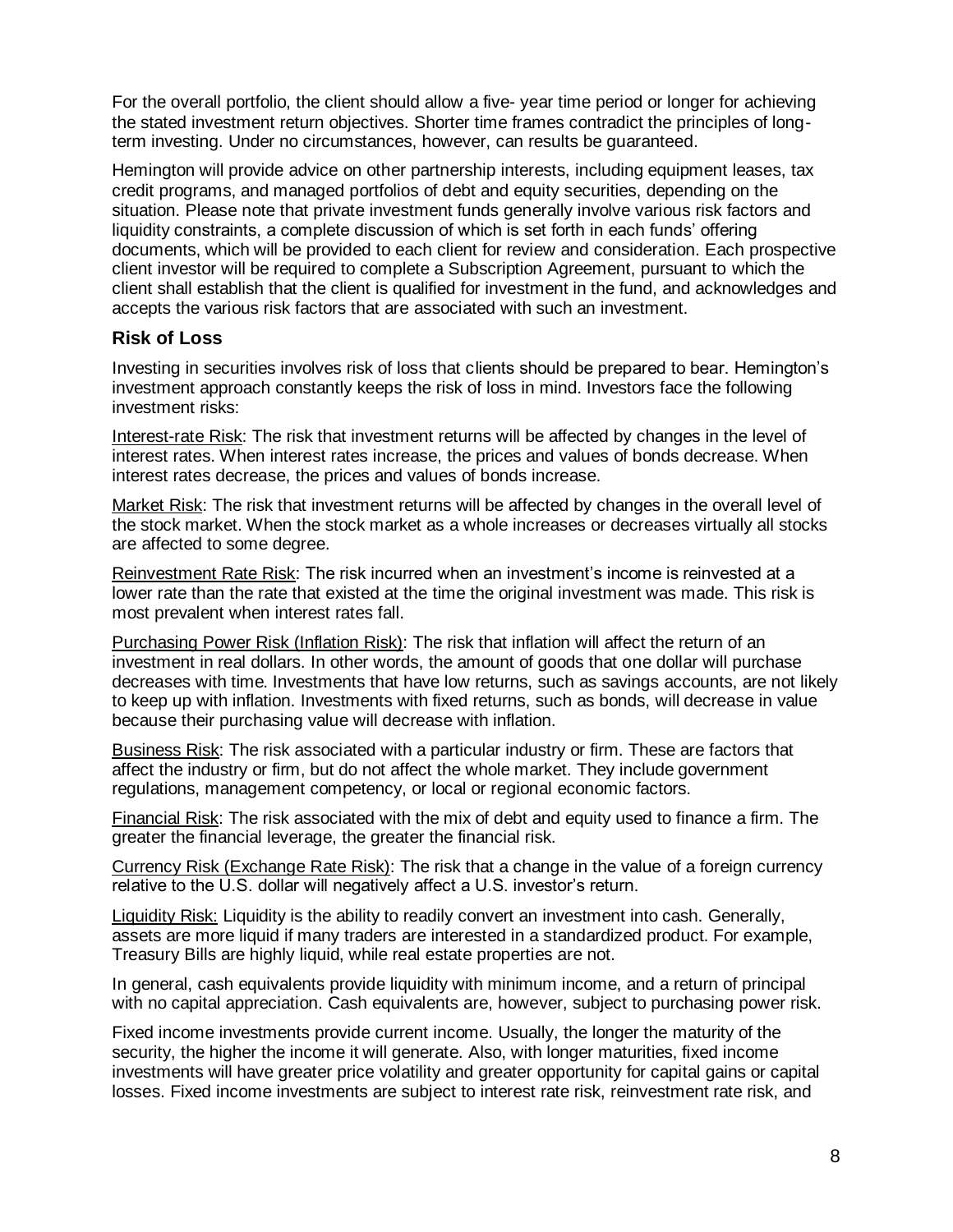For the overall portfolio, the client should allow a five- year time period or longer for achieving the stated investment return objectives. Shorter time frames contradict the principles of long-term investing. Under no circumstances, however, can results be guaranteed.

Hemington will provide advice on other partnership interests, including equipment leases, tax credit programs, and managed portfolios of debt and equity securities, depending on the situation. Please note that private investment funds generally involve various risk factors and liquidity constraints, a complete discussion of which is set forth in each funds' offering documents, which will be provided to each client for review and consideration. Each prospective client investor will be required to complete a Subscription Agreement, pursuant to which the client shall establish that the client is qualified for investment in the fund, and acknowledges and accepts the various risk factors that are associated with such an investment.

### Risk of Loss

Investing in securities involves risk of loss that clients should be prepared to bear. Hemington's investment approach constantly keeps the risk of loss in mind. Investors face the following investment risks:

Interest-rate Risk: The risk that investment returns will be affected by changes in the level of interest rates. When interest rates increase, the prices and values of bonds decrease. When interest rates decrease, the prices and values of bonds increase.

Market Risk: The risk that investment returns will be affected by changes in the overall level of the stock market. When the stock market as a whole increases or decreases virtually all stocks are affected to some degree.

Reinvestment Rate Risk: The risk incurred when an investment's income is reinvested at a lower rate than the rate that existed at the time the original investment was made. This risk is most prevalent when interest rates fall.

Purchasing Power Risk (Inflation Risk): The risk that inflation will affect the return of an investment in real dollars. In other words, the amount of goods that one dollar will purchase decreases with time. Investments that have low returns, such as savings accounts, are not likely to keep up with inflation. Investments with fixed returns, such as bonds, will decrease in value because their purchasing value will decrease with inflation.

Business Risk: The risk associated with a particular industry or firm. These are factors that affect the industry or firm, but do not affect the whole market. They include government regulations, management competency, or local or regional economic factors.

Financial Risk: The risk associated with the mix of debt and equity used to finance a firm. The greater the financial leverage, the greater the financial risk.

Currency Risk (Exchange Rate Risk): The risk that a change in the value of a foreign currency relative to the U.S. dollar will negatively affect a U.S. investor's return.

Liquidity Risk: Liquidity is the ability to readily convert an investment into cash. Generally, assets are more liquid if many traders are interested in a standardized product. For example, Treasury Bills are highly liquid, while real estate properties are not.

In general, cash equivalents provide liquidity with minimum income, and a return of principal with no capital appreciation. Cash equivalents are, however, subject to purchasing power risk.

Fixed income investments provide current income. Usually, the longer the maturity of the security, the higher the income it will generate. Also, with longer maturities, fixed income investments will have greater price volatility and greater opportunity for capital gains or capital losses. Fixed income investments are subject to interest rate risk, reinvestment rate risk, and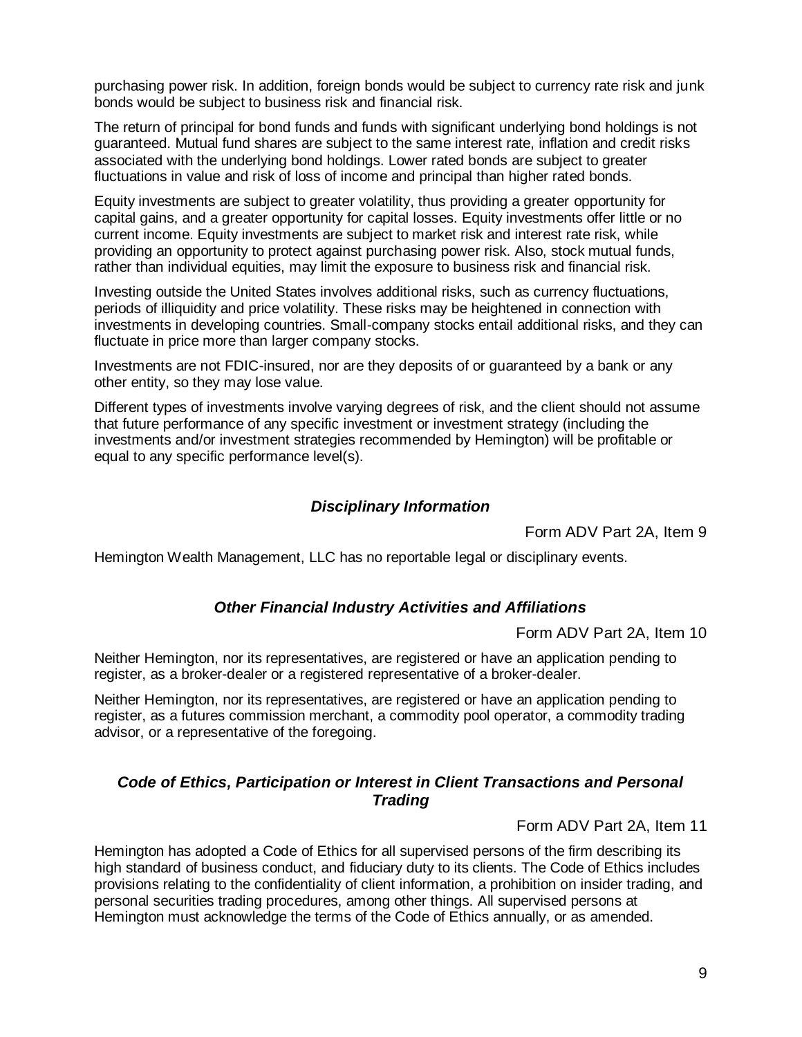purchasing power risk. In addition, foreign bonds would be subject to currency rate risk and junk bonds would be subject to business risk and financial risk.

The return of principal for bond funds and funds with significant underlying bond holdings is not guaranteed. Mutual fund shares are subject to the same interest rate, inflation and credit risks associated with the underlying bond holdings. Lower rated bonds are subject to greater fluctuations in value and risk of loss of income and principal than higher rated bonds.

Equity investments are subject to greater volatility, thus providing a greater opportunity for capital gains, and a greater opportunity for capital losses. Equity investments offer little or no current income. Equity investments are subject to market risk and interest rate risk, while providing an opportunity to protect against purchasing power risk. Also, stock mutual funds, rather than individual equities, may limit the exposure to business risk and financial risk.

Investing outside the United States involves additional risks, such as currency fluctuations, periods of illiquidity and price volatility. These risks may be heightened in connection with investments in developing countries. Small-company stocks entail additional risks, and they can fluctuate in price more than larger company stocks.

Investments are not FDIC-insured, nor are they deposits of or guaranteed by a bank or any other entity, so they may lose value.

Different types of investments involve varying degrees of risk, and the client should not assume that future performance of any specific investment or investment strategy (including the investments and/or investment strategies recommended by Hemington) will be profitable or equal to any specific performance level(s).

## *Disciplinary Information*

Form ADV Part 2A, Item 9

Hemington Wealth Management, LLC has no reportable legal or disciplinary events.

## *Other Financial Industry Activities and Affiliations*

Form ADV Part 2A, Item 10

Neither Hemington, nor its representatives, are registered or have an application pending to register, as a broker-dealer or a registered representative of a broker-dealer.

Neither Hemington, nor its representatives, are registered or have an application pending to register, as a futures commission merchant, a commodity pool operator, a commodity trading advisor, or a representative of the foregoing.

## *Code of Ethics, Participation or Interest in Client Transactions and Personal Trading*

Form ADV Part 2A, Item 11

Hemington has adopted a Code of Ethics for all supervised persons of the firm describing its high standard of business conduct, and fiduciary duty to its clients. The Code of Ethics includes provisions relating to the confidentiality of client information, a prohibition on insider trading, and personal securities trading procedures, among other things. All supervised persons at Hemington must acknowledge the terms of the Code of Ethics annually, or as amended.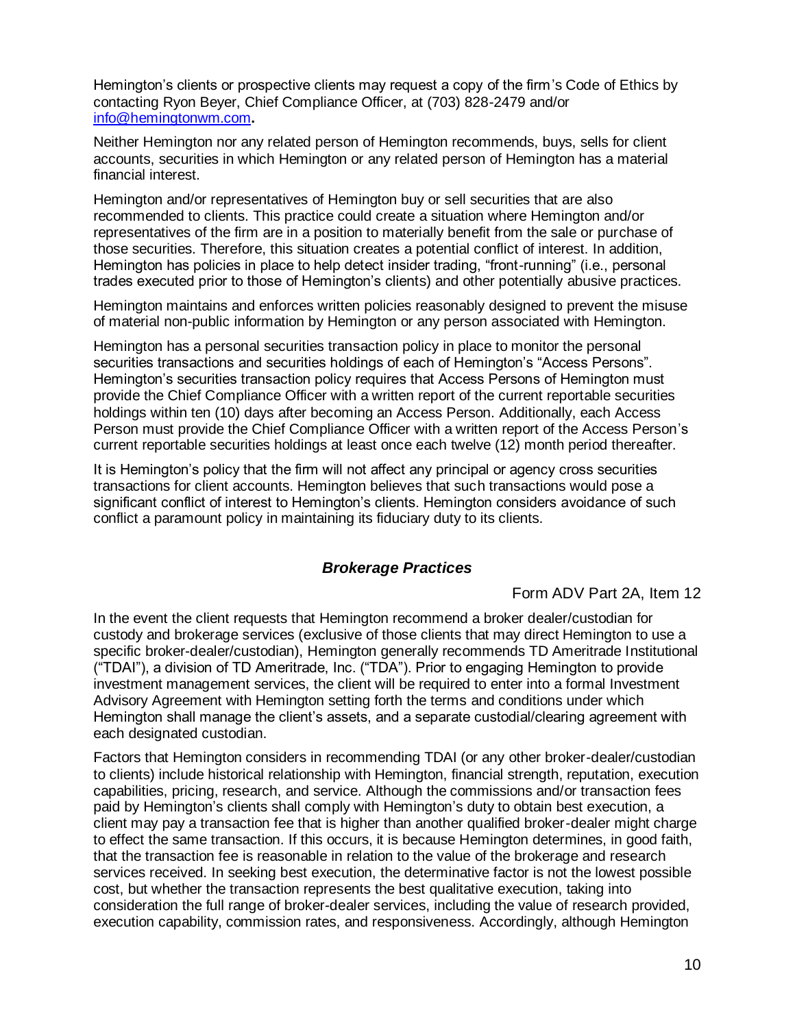Hemington's clients or prospective clients may request a copy of the firm's Code of Ethics by contacting Ryon Beyer, Chief Compliance Officer, at (703) 828-2479 and/or [info@hemingtonwm.com](mailto:info@hemingtonwm.com)**.**

Neither Hemington nor any related person of Hemington recommends, buys, sells for client accounts, securities in which Hemington or any related person of Hemington has a material financial interest.

Hemington and/or representatives of Hemington buy or sell securities that are also recommended to clients. This practice could create a situation where Hemington and/or representatives of the firm are in a position to materially benefit from the sale or purchase of those securities. Therefore, this situation creates a potential conflict of interest. In addition, Hemington has policies in place to help detect insider trading, "front-running" (i.e., personal trades executed prior to those of Hemington's clients) and other potentially abusive practices.

Hemington maintains and enforces written policies reasonably designed to prevent the misuse of material non-public information by Hemington or any person associated with Hemington.

Hemington has a personal securities transaction policy in place to monitor the personal securities transactions and securities holdings of each of Hemington's "Access Persons". Hemington's securities transaction policy requires that Access Persons of Hemington must provide the Chief Compliance Officer with a written report of the current reportable securities holdings within ten (10) days after becoming an Access Person. Additionally, each Access Person must provide the Chief Compliance Officer with a written report of the Access Person's current reportable securities holdings at least once each twelve (12) month period thereafter.

It is Hemington's policy that the firm will not affect any principal or agency cross securities transactions for client accounts. Hemington believes that such transactions would pose a significant conflict of interest to Hemington's clients. Hemington considers avoidance of such conflict a paramount policy in maintaining its fiduciary duty to its clients.

## *Brokerage Practices*

Form ADV Part 2A, Item 12

In the event the client requests that Hemington recommend a broker dealer/custodian for custody and brokerage services (exclusive of those clients that may direct Hemington to use a specific broker-dealer/custodian), Hemington generally recommends TD Ameritrade Institutional ("TDAI"), a division of TD Ameritrade, Inc. ("TDA"). Prior to engaging Hemington to provide investment management services, the client will be required to enter into a formal Investment Advisory Agreement with Hemington setting forth the terms and conditions under which Hemington shall manage the client's assets, and a separate custodial/clearing agreement with each designated custodian.

Factors that Hemington considers in recommending TDAI (or any other broker-dealer/custodian to clients) include historical relationship with Hemington, financial strength, reputation, execution capabilities, pricing, research, and service. Although the commissions and/or transaction fees paid by Hemington's clients shall comply with Hemington's duty to obtain best execution, a client may pay a transaction fee that is higher than another qualified broker-dealer might charge to effect the same transaction. If this occurs, it is because Hemington determines, in good faith, that the transaction fee is reasonable in relation to the value of the brokerage and research services received. In seeking best execution, the determinative factor is not the lowest possible cost, but whether the transaction represents the best qualitative execution, taking into consideration the full range of broker-dealer services, including the value of research provided, execution capability, commission rates, and responsiveness. Accordingly, although Hemington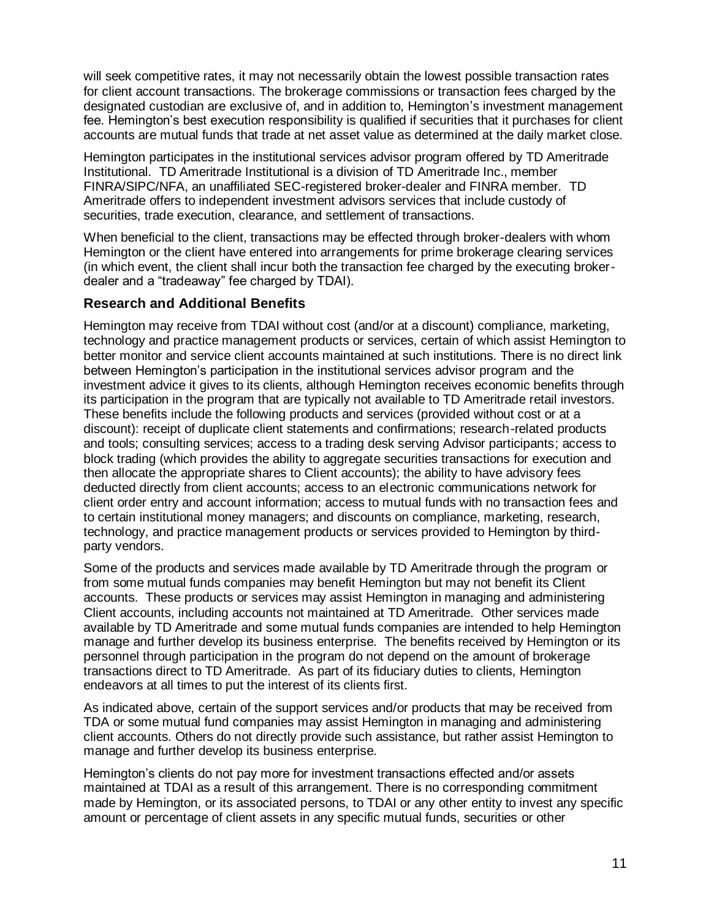will seek competitive rates, it may not necessarily obtain the lowest possible transaction rates for client account transactions. The brokerage commissions or transaction fees charged by the designated custodian are exclusive of, and in addition to, Hemington's investment management fee. Hemington's best execution responsibility is qualified if securities that it purchases for client accounts are mutual funds that trade at net asset value as determined at the daily market close.

Hemington participates in the institutional services advisor program offered by TD Ameritrade Institutional. TD Ameritrade Institutional is a division of TD Ameritrade Inc., member FINRA/SIPC/NFA, an unaffiliated SEC-registered broker-dealer and FINRA member. TD Ameritrade offers to independent investment advisors services that include custody of securities, trade execution, clearance, and settlement of transactions.

When beneficial to the client, transactions may be effected through broker-dealers with whom Hemington or the client have entered into arrangements for prime brokerage clearing services (in which event, the client shall incur both the transaction fee charged by the executing broker-dealer and a "tradeaway" fee charged by TDAI).

### Research and Additional Benefits

Hemington may receive from TDAI without cost (and/or at a discount) compliance, marketing, technology and practice management products or services, certain of which assist Hemington to better monitor and service client accounts maintained at such institutions. There is no direct link between Hemington's participation in the institutional services advisor program and the investment advice it gives to its clients, although Hemington receives economic benefits through its participation in the program that are typically not available to TD Ameritrade retail investors. These benefits include the following products and services (provided without cost or at a discount): receipt of duplicate client statements and confirmations; research-related products and tools; consulting services; access to a trading desk serving Advisor participants; access to block trading (which provides the ability to aggregate securities transactions for execution and then allocate the appropriate shares to Client accounts); the ability to have advisory fees deducted directly from client accounts; access to an electronic communications network for client order entry and account information; access to mutual funds with no transaction fees and to certain institutional money managers; and discounts on compliance, marketing, research, technology, and practice management products or services provided to Hemington by third-party vendors.

Some of the products and services made available by TD Ameritrade through the program or from some mutual funds companies may benefit Hemington but may not benefit its Client accounts. These products or services may assist Hemington in managing and administering Client accounts, including accounts not maintained at TD Ameritrade. Other services made available by TD Ameritrade and some mutual funds companies are intended to help Hemington manage and further develop its business enterprise. The benefits received by Hemington or its personnel through participation in the program do not depend on the amount of brokerage transactions direct to TD Ameritrade. As part of its fiduciary duties to clients, Hemington endeavors at all times to put the interest of its clients first.

As indicated above, certain of the support services and/or products that may be received from TDA or some mutual fund companies may assist Hemington in managing and administering client accounts. Others do not directly provide such assistance, but rather assist Hemington to manage and further develop its business enterprise.

Hemington's clients do not pay more for investment transactions effected and/or assets maintained at TDAI as a result of this arrangement. There is no corresponding commitment made by Hemington, or its associated persons, to TDAI or any other entity to invest any specific amount or percentage of client assets in any specific mutual funds, securities or other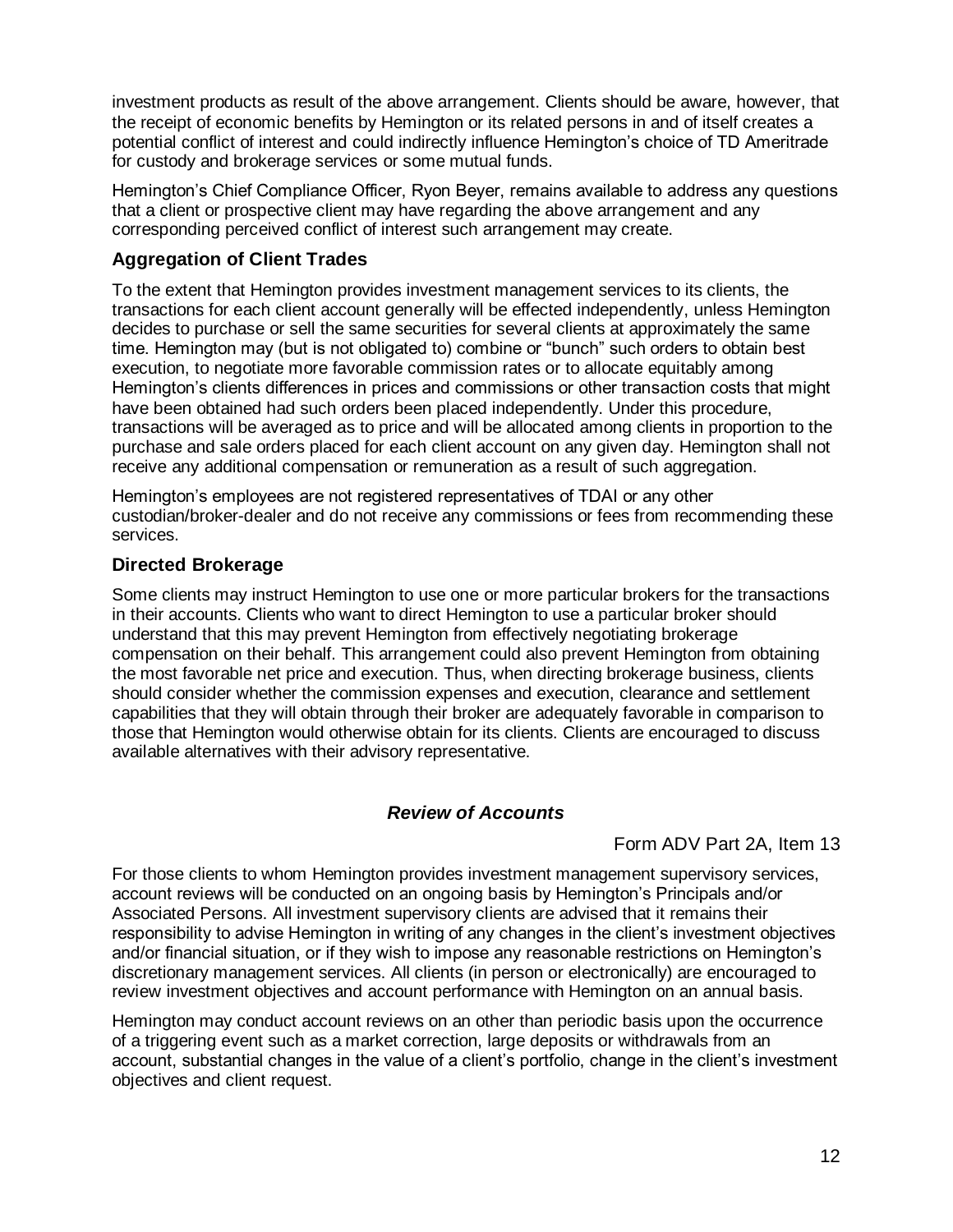investment products as result of the above arrangement. Clients should be aware, however, that the receipt of economic benefits by Hemington or its related persons in and of itself creates a potential conflict of interest and could indirectly influence Hemington's choice of TD Ameritrade for custody and brokerage services or some mutual funds.

Hemington's Chief Compliance Officer, Ryon Beyer, remains available to address any questions that a client or prospective client may have regarding the above arrangement and any corresponding perceived conflict of interest such arrangement may create.

### Aggregation of Client Trades

To the extent that Hemington provides investment management services to its clients, the transactions for each client account generally will be effected independently, unless Hemington decides to purchase or sell the same securities for several clients at approximately the same time. Hemington may (but is not obligated to) combine or "bunch" such orders to obtain best execution, to negotiate more favorable commission rates or to allocate equitably among Hemington's clients differences in prices and commissions or other transaction costs that might have been obtained had such orders been placed independently. Under this procedure, transactions will be averaged as to price and will be allocated among clients in proportion to the purchase and sale orders placed for each client account on any given day. Hemington shall not receive any additional compensation or remuneration as a result of such aggregation.

Hemington's employees are not registered representatives of TDAI or any other custodian/broker-dealer and do not receive any commissions or fees from recommending these services.

### Directed Brokerage

Some clients may instruct Hemington to use one or more particular brokers for the transactions in their accounts. Clients who want to direct Hemington to use a particular broker should understand that this may prevent Hemington from effectively negotiating brokerage compensation on their behalf. This arrangement could also prevent Hemington from obtaining the most favorable net price and execution. Thus, when directing brokerage business, clients should consider whether the commission expenses and execution, clearance and settlement capabilities that they will obtain through their broker are adequately favorable in comparison to those that Hemington would otherwise obtain for its clients. Clients are encouraged to discuss available alternatives with their advisory representative.

## *Review of Accounts*

Form ADV Part 2A, Item 13

For those clients to whom Hemington provides investment management supervisory services, account reviews will be conducted on an ongoing basis by Hemington's Principals and/or Associated Persons. All investment supervisory clients are advised that it remains their responsibility to advise Hemington in writing of any changes in the client's investment objectives and/or financial situation, or if they wish to impose any reasonable restrictions on Hemington's discretionary management services. All clients (in person or electronically) are encouraged to review investment objectives and account performance with Hemington on an annual basis.

Hemington may conduct account reviews on an other than periodic basis upon the occurrence of a triggering event such as a market correction, large deposits or withdrawals from an account, substantial changes in the value of a client's portfolio, change in the client's investment objectives and client request.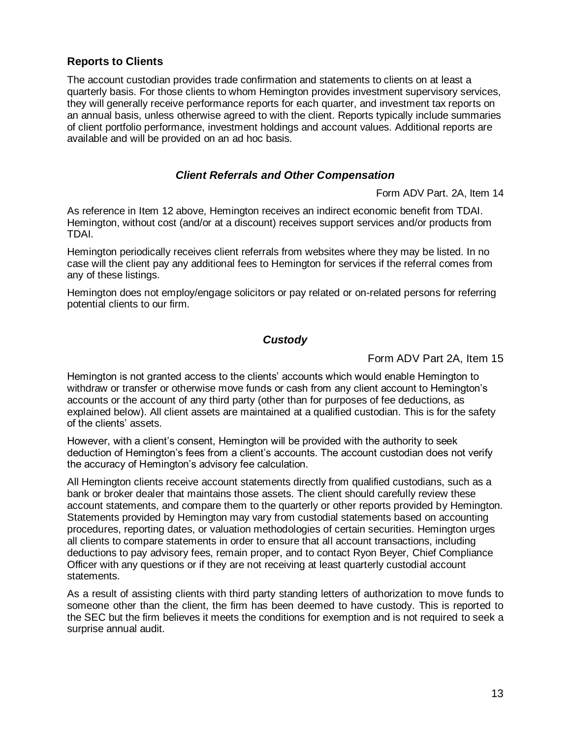### Reports to Clients

The account custodian provides trade confirmation and statements to clients on at least a quarterly basis. For those clients to whom Hemington provides investment supervisory services, they will generally receive performance reports for each quarter, and investment tax reports on an annual basis, unless otherwise agreed to with the client. Reports typically include summaries of client portfolio performance, investment holdings and account values. Additional reports are available and will be provided on an ad hoc basis.

## *Client Referrals and Other Compensation*

Form ADV Part. 2A, Item 14

As reference in Item 12 above, Hemington receives an indirect economic benefit from TDAI. Hemington, without cost (and/or at a discount) receives support services and/or products from TDAI.

Hemington periodically receives client referrals from websites where they may be listed. In no case will the client pay any additional fees to Hemington for services if the referral comes from any of these listings.

Hemington does not employ/engage solicitors or pay related or on-related persons for referring potential clients to our firm.

## *Custody*

Form ADV Part 2A, Item 15

Hemington is not granted access to the clients' accounts which would enable Hemington to withdraw or transfer or otherwise move funds or cash from any client account to Hemington's accounts or the account of any third party (other than for purposes of fee deductions, as explained below). All client assets are maintained at a qualified custodian. This is for the safety of the clients' assets.

However, with a client's consent, Hemington will be provided with the authority to seek deduction of Hemington's fees from a client's accounts. The account custodian does not verify the accuracy of Hemington's advisory fee calculation.

All Hemington clients receive account statements directly from qualified custodians, such as a bank or broker dealer that maintains those assets. The client should carefully review these account statements, and compare them to the quarterly or other reports provided by Hemington. Statements provided by Hemington may vary from custodial statements based on accounting procedures, reporting dates, or valuation methodologies of certain securities. Hemington urges all clients to compare statements in order to ensure that all account transactions, including deductions to pay advisory fees, remain proper, and to contact Ryon Beyer, Chief Compliance Officer with any questions or if they are not receiving at least quarterly custodial account statements.

As a result of assisting clients with third party standing letters of authorization to move funds to someone other than the client, the firm has been deemed to have custody. This is reported to the SEC but the firm believes it meets the conditions for exemption and is not required to seek a surprise annual audit.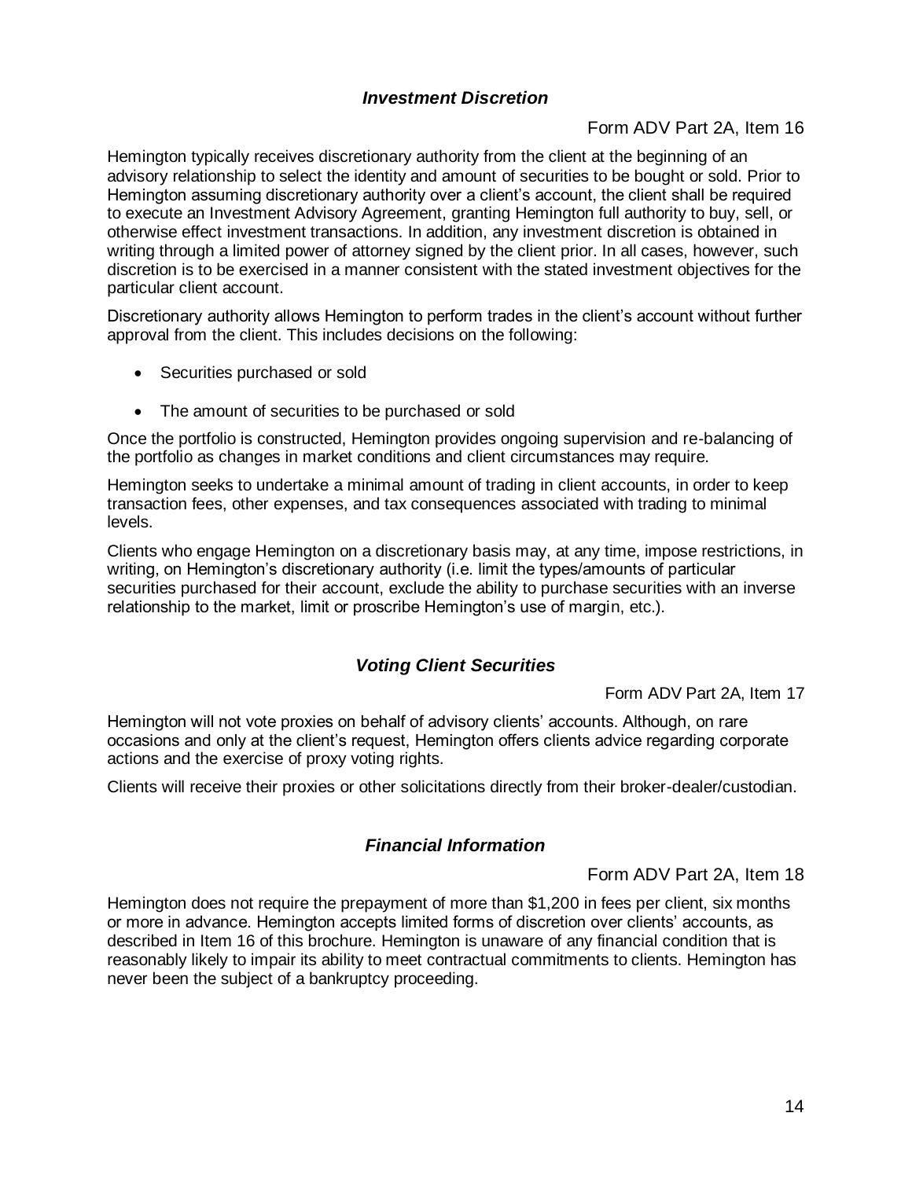## *Investment Discretion*

Form ADV Part 2A, Item 16

Hemington typically receives discretionary authority from the client at the beginning of an advisory relationship to select the identity and amount of securities to be bought or sold. Prior to Hemington assuming discretionary authority over a client's account, the client shall be required to execute an Investment Advisory Agreement, granting Hemington full authority to buy, sell, or otherwise effect investment transactions. In addition, any investment discretion is obtained in writing through a limited power of attorney signed by the client prior. In all cases, however, such discretion is to be exercised in a manner consistent with the stated investment objectives for the particular client account.

Discretionary authority allows Hemington to perform trades in the client's account without further approval from the client. This includes decisions on the following:

- Securities purchased or sold
- The amount of securities to be purchased or sold

Once the portfolio is constructed, Hemington provides ongoing supervision and re-balancing of the portfolio as changes in market conditions and client circumstances may require.

Hemington seeks to undertake a minimal amount of trading in client accounts, in order to keep transaction fees, other expenses, and tax consequences associated with trading to minimal levels.

Clients who engage Hemington on a discretionary basis may, at any time, impose restrictions, in writing, on Hemington's discretionary authority (i.e. limit the types/amounts of particular securities purchased for their account, exclude the ability to purchase securities with an inverse relationship to the market, limit or proscribe Hemington's use of margin, etc.).

## *Voting Client Securities*

Form ADV Part 2A, Item 17

Hemington will not vote proxies on behalf of advisory clients' accounts. Although, on rare occasions and only at the client's request, Hemington offers clients advice regarding corporate actions and the exercise of proxy voting rights.

Clients will receive their proxies or other solicitations directly from their broker-dealer/custodian.

## *Financial Information*

Form ADV Part 2A, Item 18

Hemington does not require the prepayment of more than $1,200 in fees per client, six months or more in advance. Hemington accepts limited forms of discretion over clients' accounts, as described in Item 16 of this brochure. Hemington is unaware of any financial condition that is reasonably likely to impair its ability to meet contractual commitments to clients. Hemington has never been the subject of a bankruptcy proceeding.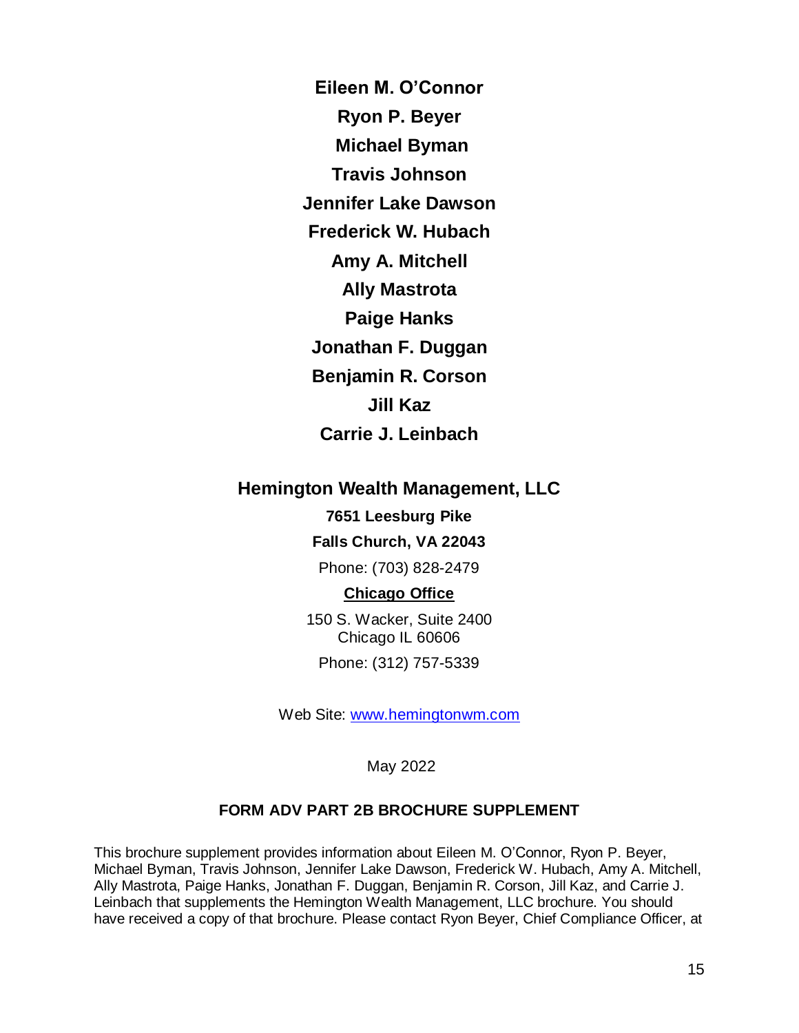**Eileen M. O'Connor**

**Ryon P. Beyer**

**Michael Byman**

**Travis Johnson**

**Jennifer Lake Dawson**

**Frederick W. Hubach**

**Amy A. Mitchell**

**Ally Mastrota**

**Paige Hanks**

**Jonathan F. Duggan**

**Benjamin R. Corson**

**Jill Kaz**

**Carrie J. Leinbach**

**Hemington Wealth Management, LLC**

**7651 Leesburg Pike**

**Falls Church, VA 22043**

Phone: (703) 828-2479

**Chicago Office**

150 S. Wacker, Suite 2400
Chicago IL 60606

Phone: (312) 757-5339

Web Site: [www.hemingtonwm.com](http://www.hemingtonwm.com)

May 2022

## FORM ADV PART 2B BROCHURE SUPPLEMENT

This brochure supplement provides information about Eileen M. O'Connor, Ryon P. Beyer, Michael Byman, Travis Johnson, Jennifer Lake Dawson, Frederick W. Hubach, Amy A. Mitchell, Ally Mastrota, Paige Hanks, Jonathan F. Duggan, Benjamin R. Corson, Jill Kaz, and Carrie J. Leinbach that supplements the Hemington Wealth Management, LLC brochure. You should have received a copy of that brochure. Please contact Ryon Beyer, Chief Compliance Officer, at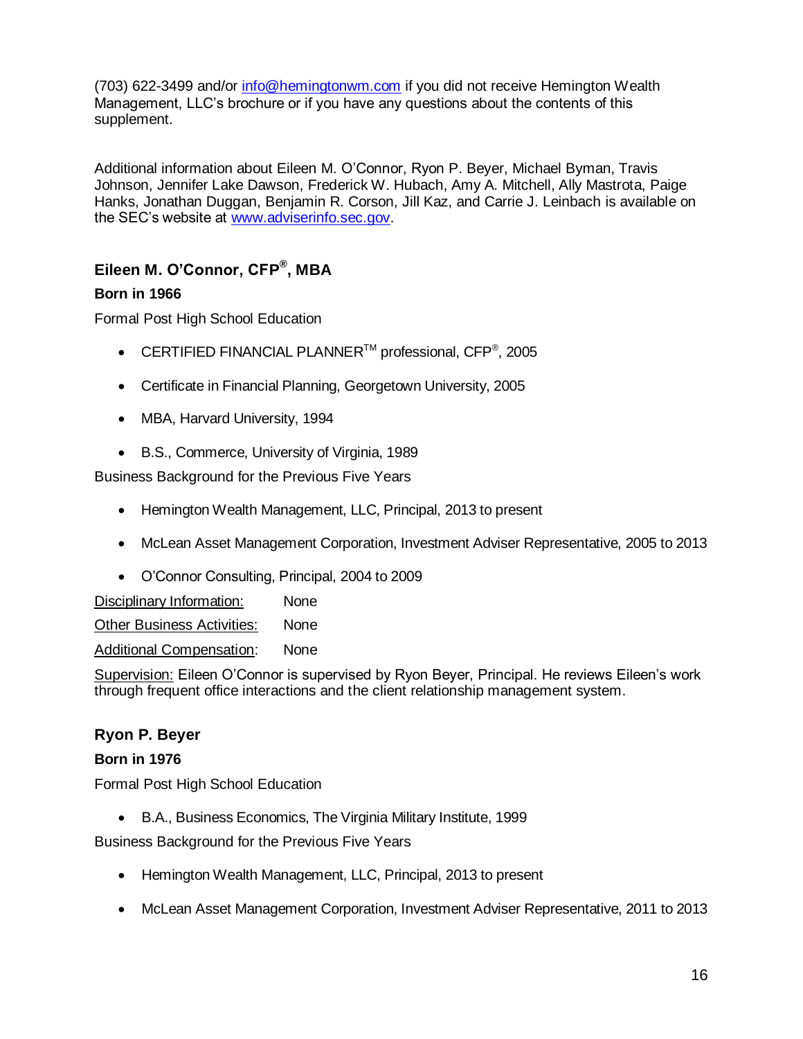(703) 622-3499 and/or info@hemingtonwm.com if you did not receive Hemington Wealth Management, LLC's brochure or if you have any questions about the contents of this supplement.

Additional information about Eileen M. O'Connor, Ryon P. Beyer, Michael Byman, Travis Johnson, Jennifer Lake Dawson, Frederick W. Hubach, Amy A. Mitchell, Ally Mastrota, Paige Hanks, Jonathan Duggan, Benjamin R. Corson, Jill Kaz, and Carrie J. Leinbach is available on the SEC's website at www.adviserinfo.sec.gov.

### Eileen M. O'Connor, CFP®, MBA

**Born in 1966**

Formal Post High School Education

- CERTIFIED FINANCIAL PLANNER™ professional, CFP®, 2005
- Certificate in Financial Planning, Georgetown University, 2005
- MBA, Harvard University, 1994
- B.S., Commerce, University of Virginia, 1989

Business Background for the Previous Five Years

- Hemington Wealth Management, LLC, Principal, 2013 to present
- McLean Asset Management Corporation, Investment Adviser Representative, 2005 to 2013
- O'Connor Consulting, Principal, 2004 to 2009

Disciplinary Information: None

Other Business Activities: None

Additional Compensation: None

Supervision: Eileen O'Connor is supervised by Ryon Beyer, Principal. He reviews Eileen's work through frequent office interactions and the client relationship management system.

### Ryon P. Beyer

**Born in 1976**

Formal Post High School Education

- B.A., Business Economics, The Virginia Military Institute, 1999

Business Background for the Previous Five Years

- Hemington Wealth Management, LLC, Principal, 2013 to present
- McLean Asset Management Corporation, Investment Adviser Representative, 2011 to 2013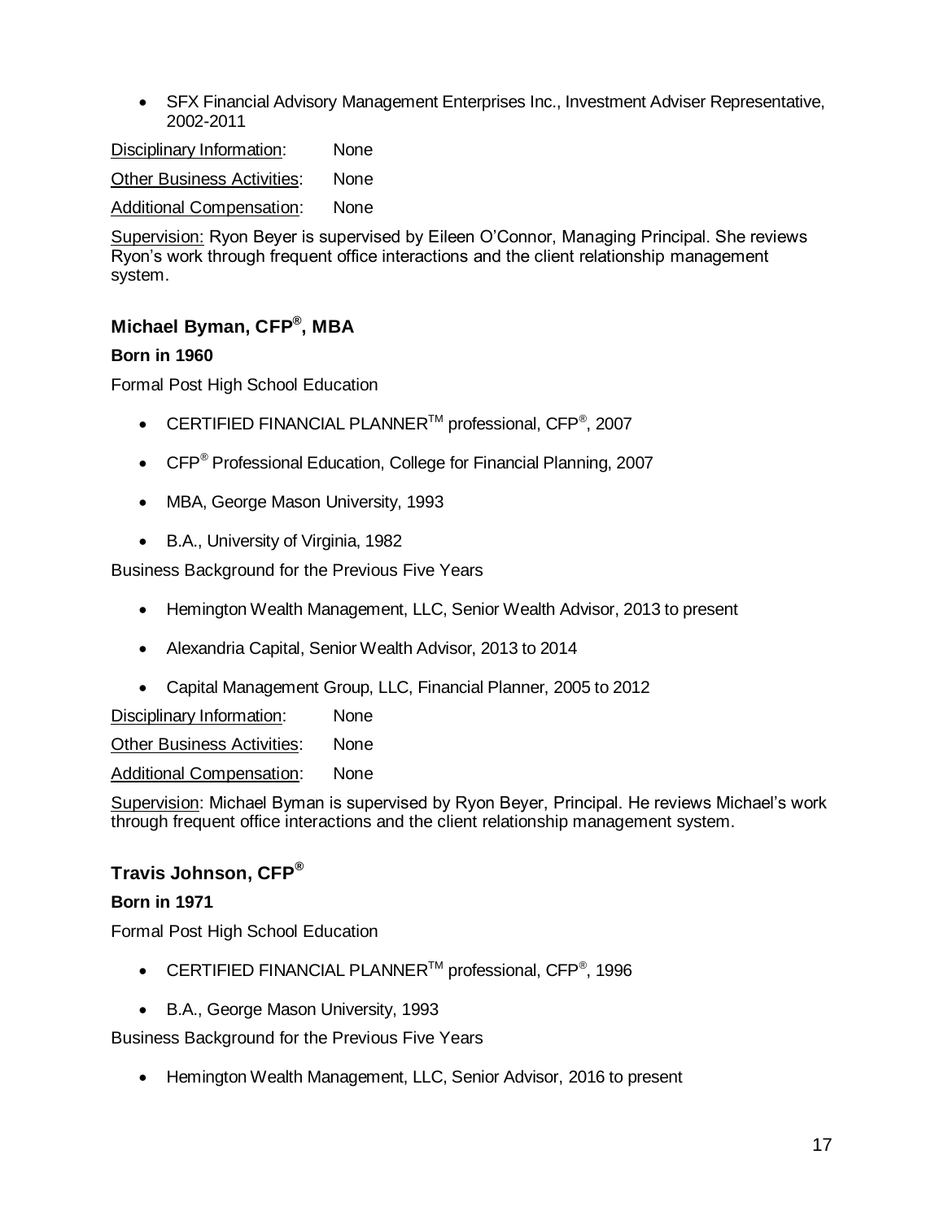- SFX Financial Advisory Management Enterprises Inc., Investment Adviser Representative, 2002-2011

Disciplinary Information: None

Other Business Activities: None

Additional Compensation: None

Supervision: Ryon Beyer is supervised by Eileen O'Connor, Managing Principal. She reviews Ryon's work through frequent office interactions and the client relationship management system.

### Michael Byman, CFP®, MBA

**Born in 1960**

Formal Post High School Education

- CERTIFIED FINANCIAL PLANNER™ professional, CFP®, 2007
- CFP® Professional Education, College for Financial Planning, 2007
- MBA, George Mason University, 1993
- B.A., University of Virginia, 1982

Business Background for the Previous Five Years

- Hemington Wealth Management, LLC, Senior Wealth Advisor, 2013 to present
- Alexandria Capital, Senior Wealth Advisor, 2013 to 2014
- Capital Management Group, LLC, Financial Planner, 2005 to 2012

Disciplinary Information: None

Other Business Activities: None

Additional Compensation: None

Supervision: Michael Byman is supervised by Ryon Beyer, Principal. He reviews Michael's work through frequent office interactions and the client relationship management system.

### Travis Johnson, CFP®

**Born in 1971**

Formal Post High School Education

- CERTIFIED FINANCIAL PLANNER™ professional, CFP®, 1996
- B.A., George Mason University, 1993

Business Background for the Previous Five Years

- Hemington Wealth Management, LLC, Senior Advisor, 2016 to present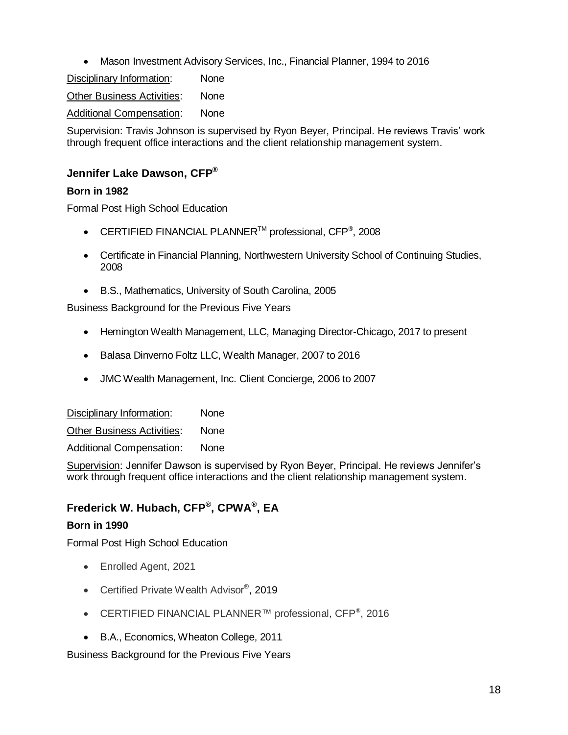- Mason Investment Advisory Services, Inc., Financial Planner, 1994 to 2016

Disciplinary Information: None

Other Business Activities: None

Additional Compensation: None

Supervision: Travis Johnson is supervised by Ryon Beyer, Principal. He reviews Travis' work through frequent office interactions and the client relationship management system.

### Jennifer Lake Dawson, CFP®

**Born in 1982**

Formal Post High School Education

- CERTIFIED FINANCIAL PLANNER™ professional, CFP®, 2008
- Certificate in Financial Planning, Northwestern University School of Continuing Studies, 2008
- B.S., Mathematics, University of South Carolina, 2005

Business Background for the Previous Five Years

- Hemington Wealth Management, LLC, Managing Director-Chicago, 2017 to present
- Balasa Dinverno Foltz LLC, Wealth Manager, 2007 to 2016
- JMC Wealth Management, Inc. Client Concierge, 2006 to 2007

Disciplinary Information: None

Other Business Activities: None

Additional Compensation: None

Supervision: Jennifer Dawson is supervised by Ryon Beyer, Principal. He reviews Jennifer's work through frequent office interactions and the client relationship management system.

### Frederick W. Hubach, CFP®, CPWA®, EA

**Born in 1990**

Formal Post High School Education

- Enrolled Agent, 2021
- Certified Private Wealth Advisor®, 2019
- CERTIFIED FINANCIAL PLANNER™ professional, CFP®, 2016
- B.A., Economics, Wheaton College, 2011

Business Background for the Previous Five Years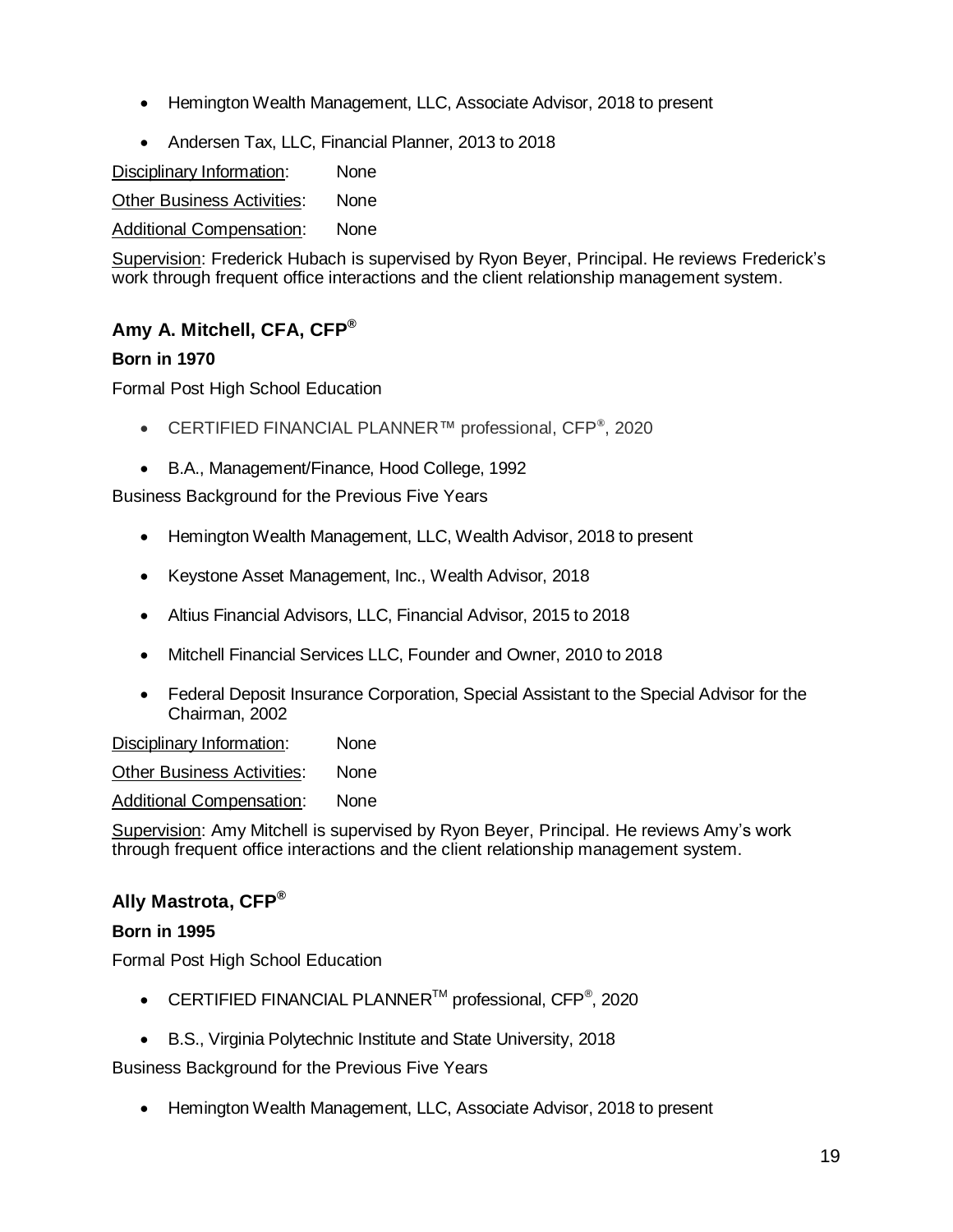- Hemington Wealth Management, LLC, Associate Advisor, 2018 to present
- Andersen Tax, LLC, Financial Planner, 2013 to 2018

Disciplinary Information: None

Other Business Activities: None

Additional Compensation: None

Supervision: Frederick Hubach is supervised by Ryon Beyer, Principal. He reviews Frederick's work through frequent office interactions and the client relationship management system.

### Amy A. Mitchell, CFA, CFP®

**Born in 1970**

Formal Post High School Education

- CERTIFIED FINANCIAL PLANNER™ professional, CFP®, 2020
- B.A., Management/Finance, Hood College, 1992

Business Background for the Previous Five Years

- Hemington Wealth Management, LLC, Wealth Advisor, 2018 to present
- Keystone Asset Management, Inc., Wealth Advisor, 2018
- Altius Financial Advisors, LLC, Financial Advisor, 2015 to 2018
- Mitchell Financial Services LLC, Founder and Owner, 2010 to 2018
- Federal Deposit Insurance Corporation, Special Assistant to the Special Advisor for the Chairman, 2002

Disciplinary Information: None

Other Business Activities: None

Additional Compensation: None

Supervision: Amy Mitchell is supervised by Ryon Beyer, Principal. He reviews Amy's work through frequent office interactions and the client relationship management system.

### Ally Mastrota, CFP®

**Born in 1995**

Formal Post High School Education

- CERTIFIED FINANCIAL PLANNER™ professional, CFP®, 2020
- B.S., Virginia Polytechnic Institute and State University, 2018

Business Background for the Previous Five Years

- Hemington Wealth Management, LLC, Associate Advisor, 2018 to present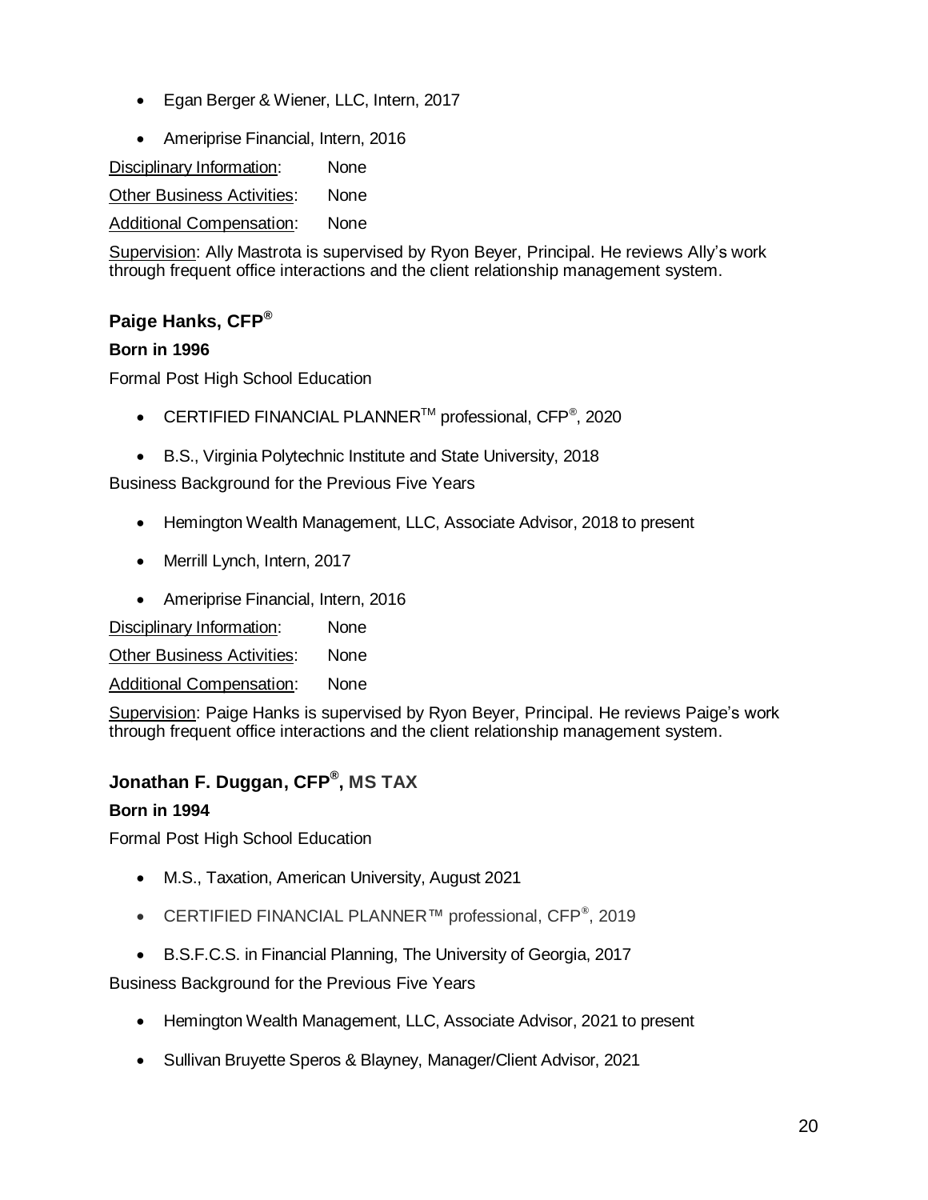- Egan Berger & Wiener, LLC, Intern, 2017
- Ameriprise Financial, Intern, 2016

Disciplinary Information: None

Other Business Activities: None

Additional Compensation: None

Supervision: Ally Mastrota is supervised by Ryon Beyer, Principal. He reviews Ally's work through frequent office interactions and the client relationship management system.

### Paige Hanks, CFP®

**Born in 1996**

Formal Post High School Education

- CERTIFIED FINANCIAL PLANNER™ professional, CFP®, 2020
- B.S., Virginia Polytechnic Institute and State University, 2018

Business Background for the Previous Five Years

- Hemington Wealth Management, LLC, Associate Advisor, 2018 to present
- Merrill Lynch, Intern, 2017
- Ameriprise Financial, Intern, 2016

Disciplinary Information: None

Other Business Activities: None

Additional Compensation: None

Supervision: Paige Hanks is supervised by Ryon Beyer, Principal. He reviews Paige's work through frequent office interactions and the client relationship management system.

### Jonathan F. Duggan, CFP®, MS TAX

**Born in 1994**

Formal Post High School Education

- M.S., Taxation, American University, August 2021
- CERTIFIED FINANCIAL PLANNER™ professional, CFP®, 2019
- B.S.F.C.S. in Financial Planning, The University of Georgia, 2017

Business Background for the Previous Five Years

- Hemington Wealth Management, LLC, Associate Advisor, 2021 to present
- Sullivan Bruyette Speros & Blayney, Manager/Client Advisor, 2021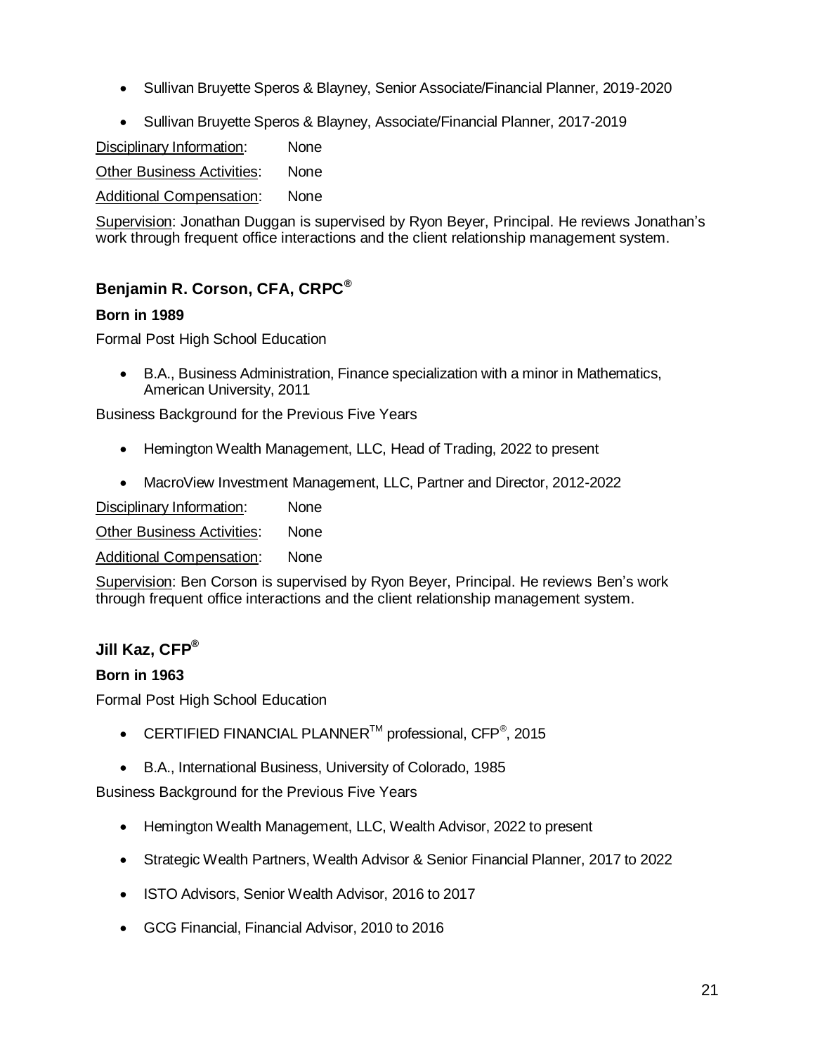- Sullivan Bruyette Speros & Blayney, Senior Associate/Financial Planner, 2019-2020
- Sullivan Bruyette Speros & Blayney, Associate/Financial Planner, 2017-2019

Disciplinary Information: None

Other Business Activities: None

Additional Compensation: None

Supervision: Jonathan Duggan is supervised by Ryon Beyer, Principal. He reviews Jonathan's work through frequent office interactions and the client relationship management system.

### Benjamin R. Corson, CFA, CRPC®

**Born in 1989**

Formal Post High School Education

- B.A., Business Administration, Finance specialization with a minor in Mathematics, American University, 2011

Business Background for the Previous Five Years

- Hemington Wealth Management, LLC, Head of Trading, 2022 to present
- MacroView Investment Management, LLC, Partner and Director, 2012-2022

Disciplinary Information: None

Other Business Activities: None

Additional Compensation: None

Supervision: Ben Corson is supervised by Ryon Beyer, Principal. He reviews Ben's work through frequent office interactions and the client relationship management system.

### Jill Kaz, CFP®

**Born in 1963**

Formal Post High School Education

- CERTIFIED FINANCIAL PLANNER™ professional, CFP®, 2015
- B.A., International Business, University of Colorado, 1985

Business Background for the Previous Five Years

- Hemington Wealth Management, LLC, Wealth Advisor, 2022 to present
- Strategic Wealth Partners, Wealth Advisor & Senior Financial Planner, 2017 to 2022
- ISTO Advisors, Senior Wealth Advisor, 2016 to 2017
- GCG Financial, Financial Advisor, 2010 to 2016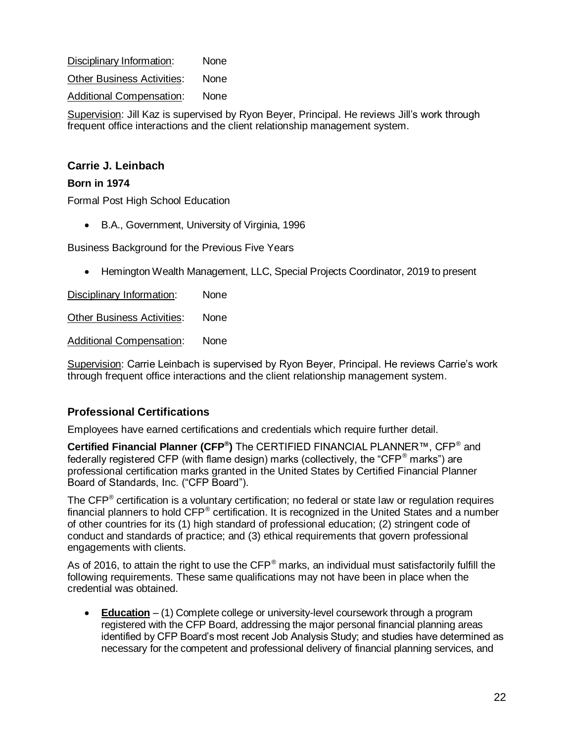Disciplinary Information: None

Other Business Activities: None

Additional Compensation: None

Supervision: Jill Kaz is supervised by Ryon Beyer, Principal. He reviews Jill's work through frequent office interactions and the client relationship management system.

### Carrie J. Leinbach

**Born in 1974**

Formal Post High School Education

- B.A., Government, University of Virginia, 1996

Business Background for the Previous Five Years

- Hemington Wealth Management, LLC, Special Projects Coordinator, 2019 to present

Disciplinary Information: None

Other Business Activities: None

Additional Compensation: None

Supervision: Carrie Leinbach is supervised by Ryon Beyer, Principal. He reviews Carrie's work through frequent office interactions and the client relationship management system.

## Professional Certifications

Employees have earned certifications and credentials which require further detail.

**Certified Financial Planner (CFP®)** The CERTIFIED FINANCIAL PLANNER™, CFP® and federally registered CFP (with flame design) marks (collectively, the "CFP® marks") are professional certification marks granted in the United States by Certified Financial Planner Board of Standards, Inc. ("CFP Board").

The CFP® certification is a voluntary certification; no federal or state law or regulation requires financial planners to hold CFP® certification. It is recognized in the United States and a number of other countries for its (1) high standard of professional education; (2) stringent code of conduct and standards of practice; and (3) ethical requirements that govern professional engagements with clients.

As of 2016, to attain the right to use the CFP® marks, an individual must satisfactorily fulfill the following requirements. These same qualifications may not have been in place when the credential was obtained.

- **Education** – (1) Complete college or university-level coursework through a program registered with the CFP Board, addressing the major personal financial planning areas identified by CFP Board's most recent Job Analysis Study; and studies have determined as necessary for the competent and professional delivery of financial planning services, and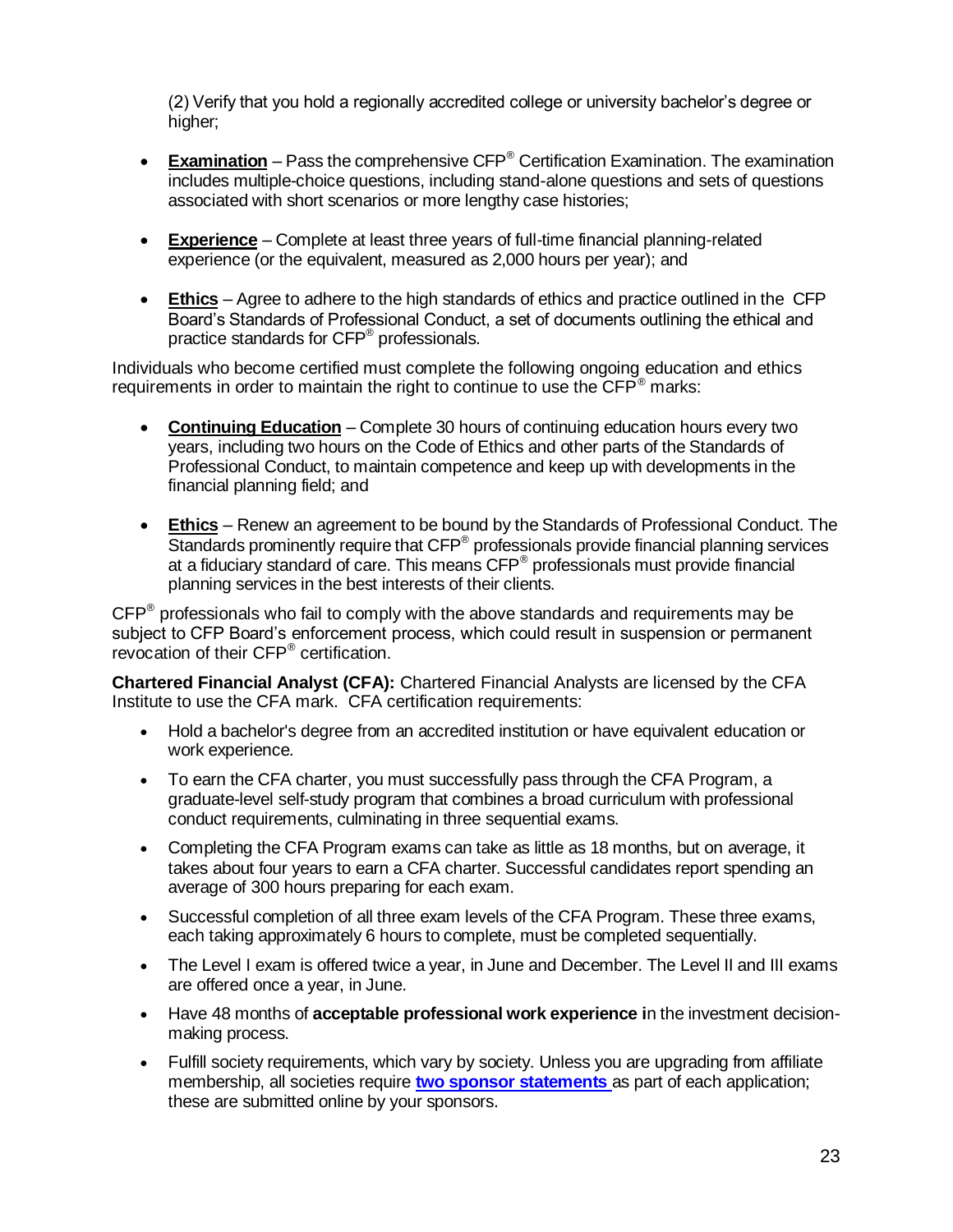(2) Verify that you hold a regionally accredited college or university bachelor's degree or higher;

- **Examination** – Pass the comprehensive CFP® Certification Examination. The examination includes multiple-choice questions, including stand-alone questions and sets of questions associated with short scenarios or more lengthy case histories;

- **Experience** – Complete at least three years of full-time financial planning-related experience (or the equivalent, measured as 2,000 hours per year); and

- **Ethics** – Agree to adhere to the high standards of ethics and practice outlined in the CFP Board's Standards of Professional Conduct, a set of documents outlining the ethical and practice standards for CFP® professionals.

Individuals who become certified must complete the following ongoing education and ethics requirements in order to maintain the right to continue to use the CFP® marks:

- **Continuing Education** – Complete 30 hours of continuing education hours every two years, including two hours on the Code of Ethics and other parts of the Standards of Professional Conduct, to maintain competence and keep up with developments in the financial planning field; and

- **Ethics** – Renew an agreement to be bound by the Standards of Professional Conduct. The Standards prominently require that CFP® professionals provide financial planning services at a fiduciary standard of care. This means CFP® professionals must provide financial planning services in the best interests of their clients.

CFP® professionals who fail to comply with the above standards and requirements may be subject to CFP Board's enforcement process, which could result in suspension or permanent revocation of their CFP® certification.

**Chartered Financial Analyst (CFA):** Chartered Financial Analysts are licensed by the CFA Institute to use the CFA mark. CFA certification requirements:

- Hold a bachelor's degree from an accredited institution or have equivalent education or work experience.
- To earn the CFA charter, you must successfully pass through the CFA Program, a graduate-level self-study program that combines a broad curriculum with professional conduct requirements, culminating in three sequential exams.
- Completing the CFA Program exams can take as little as 18 months, but on average, it takes about four years to earn a CFA charter. Successful candidates report spending an average of 300 hours preparing for each exam.
- Successful completion of all three exam levels of the CFA Program. These three exams, each taking approximately 6 hours to complete, must be completed sequentially.
- The Level I exam is offered twice a year, in June and December. The Level II and III exams are offered once a year, in June.
- Have 48 months of **acceptable professional work experience i**n the investment decision-making process.
- Fulfill society requirements, which vary by society. Unless you are upgrading from affiliate membership, all societies require **two sponsor statements** as part of each application; these are submitted online by your sponsors.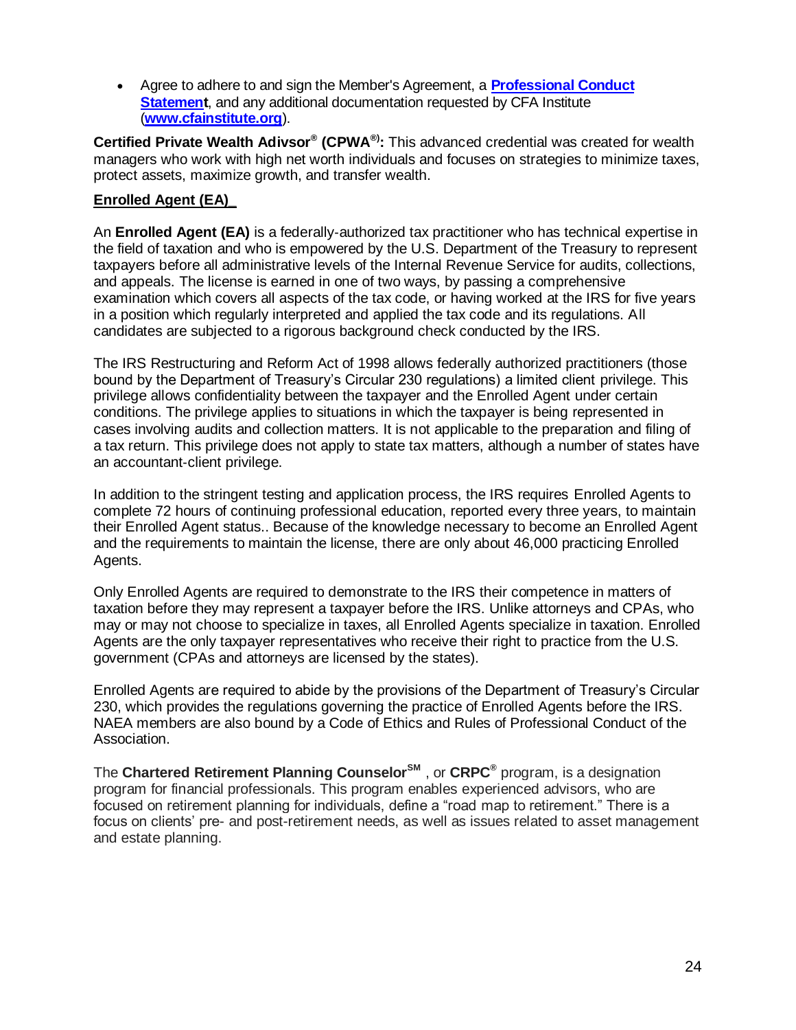- Agree to adhere to and sign the Member's Agreement, a **Professional Conduct Statement**, and any additional documentation requested by CFA Institute (**www.cfainstitute.org**).

**Certified Private Wealth Adivsor® (CPWA®):** This advanced credential was created for wealth managers who work with high net worth individuals and focuses on strategies to minimize taxes, protect assets, maximize growth, and transfer wealth.

**Enrolled Agent (EA)**

An **Enrolled Agent (EA)** is a federally-authorized tax practitioner who has technical expertise in the field of taxation and who is empowered by the U.S. Department of the Treasury to represent taxpayers before all administrative levels of the Internal Revenue Service for audits, collections, and appeals. The license is earned in one of two ways, by passing a comprehensive examination which covers all aspects of the tax code, or having worked at the IRS for five years in a position which regularly interpreted and applied the tax code and its regulations. All candidates are subjected to a rigorous background check conducted by the IRS.

The IRS Restructuring and Reform Act of 1998 allows federally authorized practitioners (those bound by the Department of Treasury's Circular 230 regulations) a limited client privilege. This privilege allows confidentiality between the taxpayer and the Enrolled Agent under certain conditions. The privilege applies to situations in which the taxpayer is being represented in cases involving audits and collection matters. It is not applicable to the preparation and filing of a tax return. This privilege does not apply to state tax matters, although a number of states have an accountant-client privilege.

In addition to the stringent testing and application process, the IRS requires Enrolled Agents to complete 72 hours of continuing professional education, reported every three years, to maintain their Enrolled Agent status.. Because of the knowledge necessary to become an Enrolled Agent and the requirements to maintain the license, there are only about 46,000 practicing Enrolled Agents.

Only Enrolled Agents are required to demonstrate to the IRS their competence in matters of taxation before they may represent a taxpayer before the IRS. Unlike attorneys and CPAs, who may or may not choose to specialize in taxes, all Enrolled Agents specialize in taxation. Enrolled Agents are the only taxpayer representatives who receive their right to practice from the U.S. government (CPAs and attorneys are licensed by the states).

Enrolled Agents are required to abide by the provisions of the Department of Treasury's Circular 230, which provides the regulations governing the practice of Enrolled Agents before the IRS. NAEA members are also bound by a Code of Ethics and Rules of Professional Conduct of the Association.

The **Chartered Retirement Planning Counselor℠** , or **CRPC®** program, is a designation program for financial professionals. This program enables experienced advisors, who are focused on retirement planning for individuals, define a "road map to retirement." There is a focus on clients' pre- and post-retirement needs, as well as issues related to asset management and estate planning.